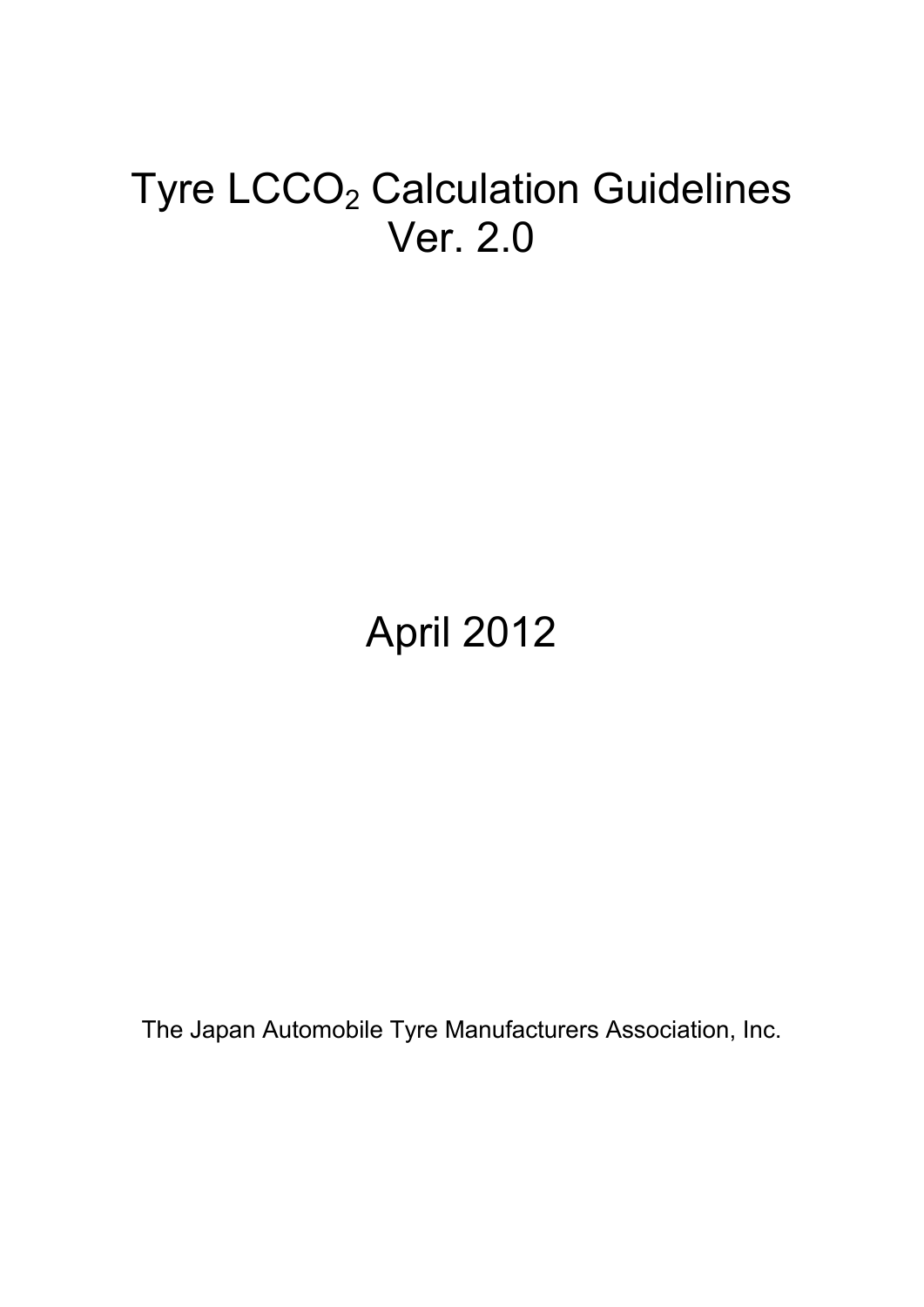# Tyre $LCCO_2$ Calculation Guidelines Ver. 2.0

April 2012

The Japan Automobile Tyre Manufacturers Association, Inc.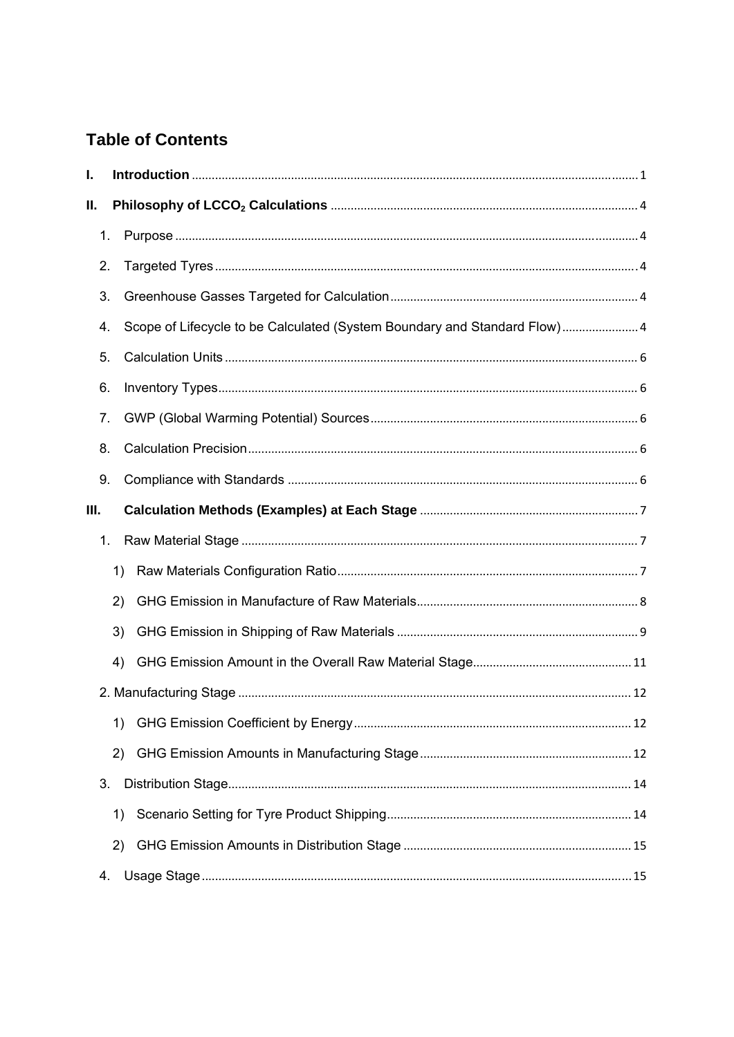# Table of Contents

**I. Introduction** ........ 1

**II. Philosophy of $LCCO_2$ Calculations** ........ 4

1. Purpose ........ 4
2. Targeted Tyres ........ 4
3. Greenhouse Gasses Targeted for Calculation ........ 4
4. Scope of Lifecycle to be Calculated (System Boundary and Standard Flow) ........ 4
5. Calculation Units ........ 6
6. Inventory Types ........ 6
7. GWP (Global Warming Potential) Sources ........ 6
8. Calculation Precision ........ 6
9. Compliance with Standards ........ 6

**III. Calculation Methods (Examples) at Each Stage** ........ 7

1. Raw Material Stage ........ 7
   1) Raw Materials Configuration Ratio ........ 7
   2) GHG Emission in Manufacture of Raw Materials ........ 8
   3) GHG Emission in Shipping of Raw Materials ........ 9
   4) GHG Emission Amount in the Overall Raw Material Stage ........ 11
2. Manufacturing Stage ........ 12
   1) GHG Emission Coefficient by Energy ........ 12
   2) GHG Emission Amounts in Manufacturing Stage ........ 12
3. Distribution Stage ........ 14
   1) Scenario Setting for Tyre Product Shipping ........ 14
   2) GHG Emission Amounts in Distribution Stage ........ 15
4. Usage Stage ........ 15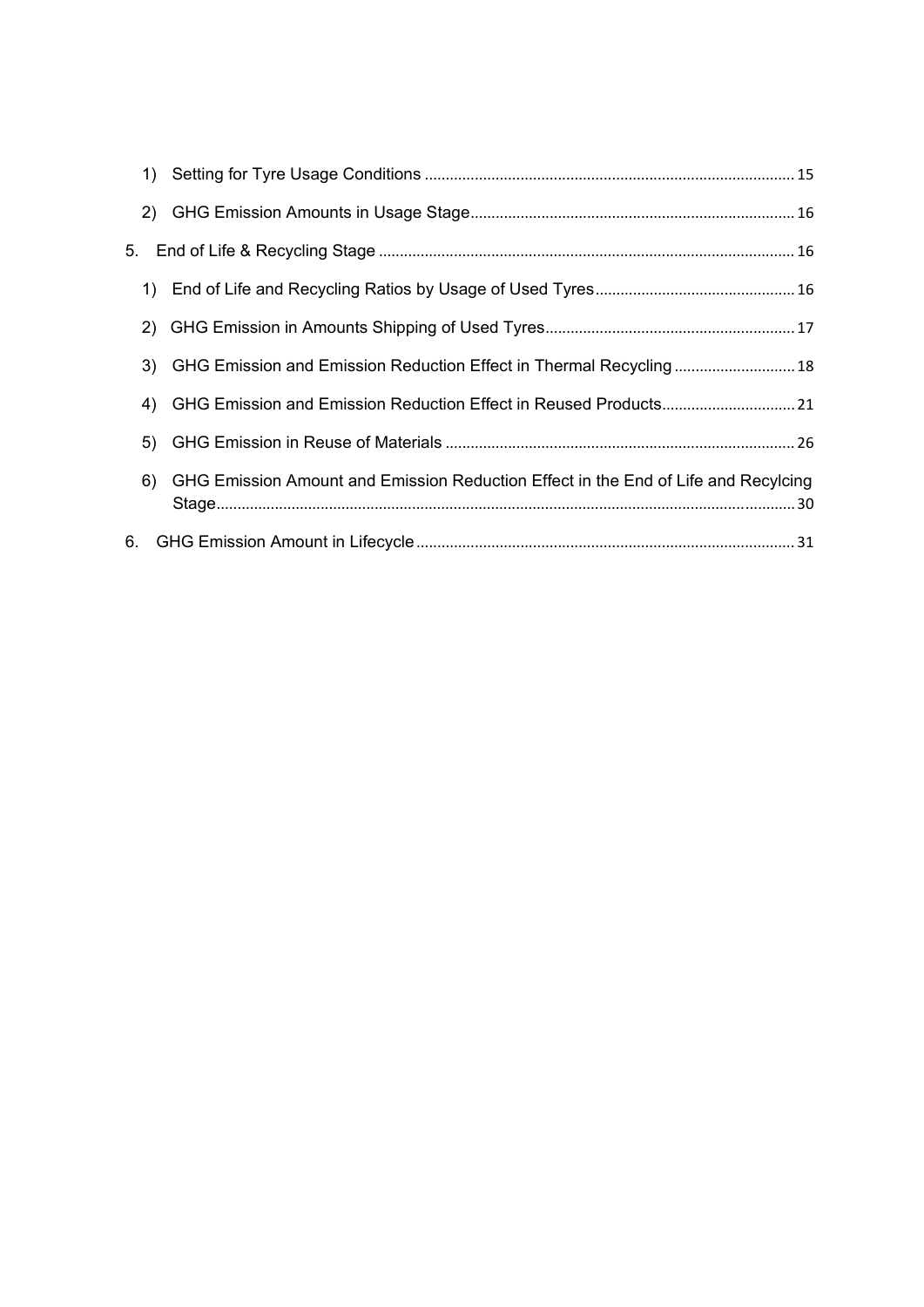1) Setting for Tyre Usage Conditions ........................................................................................ 15

2) GHG Emission Amounts in Usage Stage............................................................................. 16

5. End of Life & Recycling Stage ................................................................................................... 16

1) End of Life and Recycling Ratios by Usage of Used Tyres................................................ 16

2) GHG Emission in Amounts Shipping of Used Tyres........................................................... 17

3) GHG Emission and Emission Reduction Effect in Thermal Recycling ............................. 18

4) GHG Emission and Emission Reduction Effect in Reused Products................................ 21

5) GHG Emission in Reuse of Materials .................................................................................... 26

6) GHG Emission Amount and Emission Reduction Effect in the End of Life and Recylcing Stage............................................................................................................................................. 30

6. GHG Emission Amount in Lifecycle ........................................................................................... 31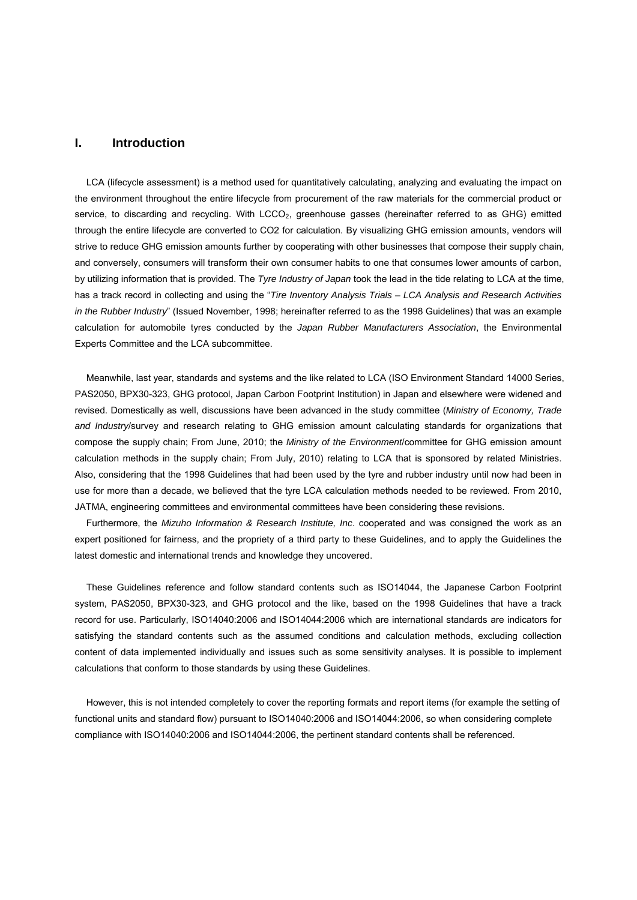# I. Introduction

LCA (lifecycle assessment) is a method used for quantitatively calculating, analyzing and evaluating the impact on the environment throughout the entire lifecycle from procurement of the raw materials for the commercial product or service, to discarding and recycling. With $LCCO_2$, greenhouse gasses (hereinafter referred to as GHG) emitted through the entire lifecycle are converted to CO2 for calculation. By visualizing GHG emission amounts, vendors will strive to reduce GHG emission amounts further by cooperating with other businesses that compose their supply chain, and conversely, consumers will transform their own consumer habits to one that consumes lower amounts of carbon, by utilizing information that is provided. The *Tyre Industry of Japan* took the lead in the tide relating to LCA at the time, has a track record in collecting and using the "*Tire Inventory Analysis Trials – LCA Analysis and Research Activities in the Rubber Industry*" (Issued November, 1998; hereinafter referred to as the 1998 Guidelines) that was an example calculation for automobile tyres conducted by the *Japan Rubber Manufacturers Association*, the Environmental Experts Committee and the LCA subcommittee.

Meanwhile, last year, standards and systems and the like related to LCA (ISO Environment Standard 14000 Series, PAS2050, BPX30-323, GHG protocol, Japan Carbon Footprint Institution) in Japan and elsewhere were widened and revised. Domestically as well, discussions have been advanced in the study committee (*Ministry of Economy, Trade and Industry*/survey and research relating to GHG emission amount calculating standards for organizations that compose the supply chain; From June, 2010; the *Ministry of the Environment*/committee for GHG emission amount calculation methods in the supply chain; From July, 2010) relating to LCA that is sponsored by related Ministries. Also, considering that the 1998 Guidelines that had been used by the tyre and rubber industry until now had been in use for more than a decade, we believed that the tyre LCA calculation methods needed to be reviewed. From 2010, JATMA, engineering committees and environmental committees have been considering these revisions.

Furthermore, the *Mizuho Information & Research Institute, Inc*. cooperated and was consigned the work as an expert positioned for fairness, and the propriety of a third party to these Guidelines, and to apply the Guidelines the latest domestic and international trends and knowledge they uncovered.

These Guidelines reference and follow standard contents such as ISO14044, the Japanese Carbon Footprint system, PAS2050, BPX30-323, and GHG protocol and the like, based on the 1998 Guidelines that have a track record for use. Particularly, ISO14040:2006 and ISO14044:2006 which are international standards are indicators for satisfying the standard contents such as the assumed conditions and calculation methods, excluding collection content of data implemented individually and issues such as some sensitivity analyses. It is possible to implement calculations that conform to those standards by using these Guidelines.

However, this is not intended completely to cover the reporting formats and report items (for example the setting of functional units and standard flow) pursuant to ISO14040:2006 and ISO14044:2006, so when considering complete compliance with ISO14040:2006 and ISO14044:2006, the pertinent standard contents shall be referenced.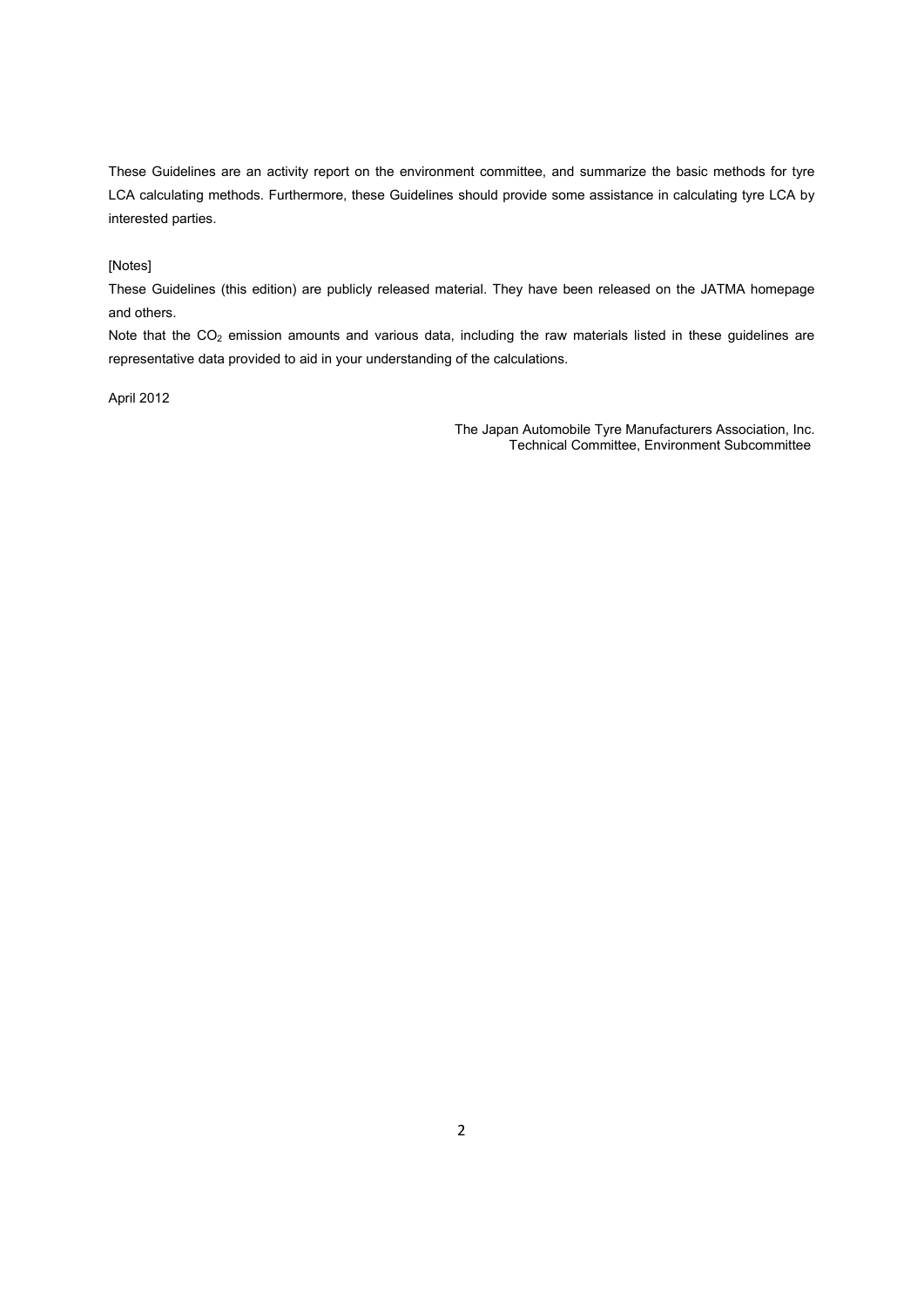These Guidelines are an activity report on the environment committee, and summarize the basic methods for tyre LCA calculating methods. Furthermore, these Guidelines should provide some assistance in calculating tyre LCA by interested parties.

[Notes]

These Guidelines (this edition) are publicly released material. They have been released on the JATMA homepage and others.

Note that the $CO_2$ emission amounts and various data, including the raw materials listed in these guidelines are representative data provided to aid in your understanding of the calculations.

April 2012

The Japan Automobile Tyre Manufacturers Association, Inc.
Technical Committee, Environment Subcommittee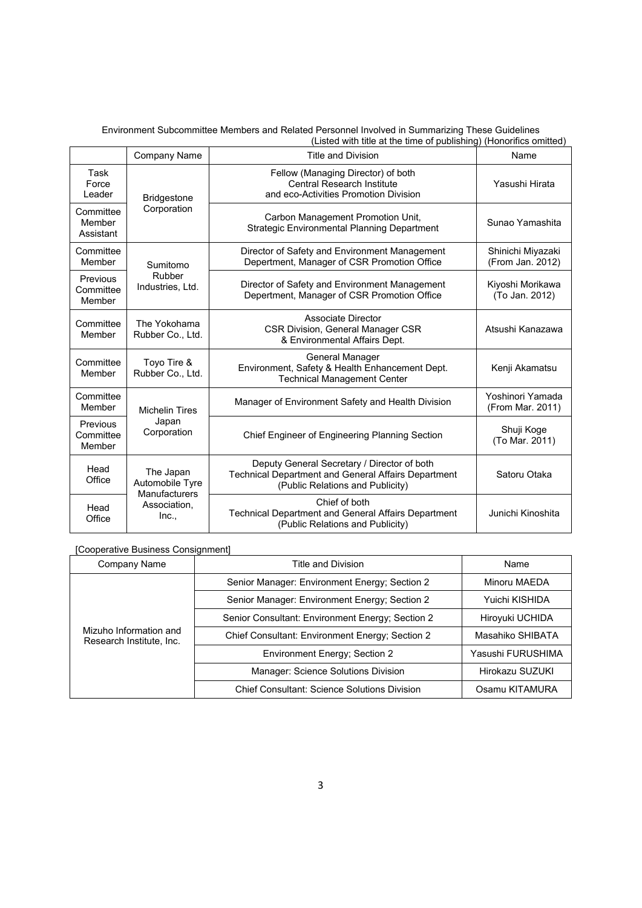Environment Subcommittee Members and Related Personnel Involved in Summarizing These Guidelines

(Listed with title at the time of publishing) (Honorifics omitted)

| | Company Name | Title and Division | Name |
|---|---|---|---|
| Task Force Leader | Bridgestone Corporation | Fellow (Managing Director) of both Central Research Institute and eco-Activities Promotion Division | Yasushi Hirata |
| Committee Member Assistant | | Carbon Management Promotion Unit, Strategic Environmental Planning Department | Sunao Yamashita |
| Committee Member | Sumitomo Rubber Industries, Ltd. | Director of Safety and Environment Management Depertment, Manager of CSR Promotion Office | Shinichi Miyazaki (From Jan. 2012) |
| Previous Committee Member | | Director of Safety and Environment Management Depertment, Manager of CSR Promotion Office | Kiyoshi Morikawa (To Jan. 2012) |
| Committee Member | The Yokohama Rubber Co., Ltd. | Associate Director CSR Division, General Manager CSR & Environmental Affairs Dept. | Atsushi Kanazawa |
| Committee Member | Toyo Tire & Rubber Co., Ltd. | General Manager Environment, Safety & Health Enhancement Dept. Technical Management Center | Kenji Akamatsu |
| Committee Member | Michelin Tires Japan Corporation | Manager of Environment Safety and Health Division | Yoshinori Yamada (From Mar. 2011) |
| Previous Committee Member | | Chief Engineer of Engineering Planning Section | Shuji Koge (To Mar. 2011) |
| Head Office | The Japan Automobile Tyre Manufacturers Association, Inc., | Deputy General Secretary / Director of both Technical Department and General Affairs Department (Public Relations and Publicity) | Satoru Otaka |
| Head Office | | Chief of both Technical Department and General Affairs Department (Public Relations and Publicity) | Junichi Kinoshita |

[Cooperative Business Consignment]

| Company Name | Title and Division | Name |
|---|---|---|
| Mizuho Information and Research Institute, Inc. | Senior Manager: Environment Energy; Section 2 | Minoru MAEDA |
| | Senior Manager: Environment Energy; Section 2 | Yuichi KISHIDA |
| | Senior Consultant: Environment Energy; Section 2 | Hiroyuki UCHIDA |
| | Chief Consultant: Environment Energy; Section 2 | Masahiko SHIBATA |
| | Environment Energy; Section 2 | Yasushi FURUSHIMA |
| | Manager: Science Solutions Division | Hirokazu SUZUKI |
| | Chief Consultant: Science Solutions Division | Osamu KITAMURA |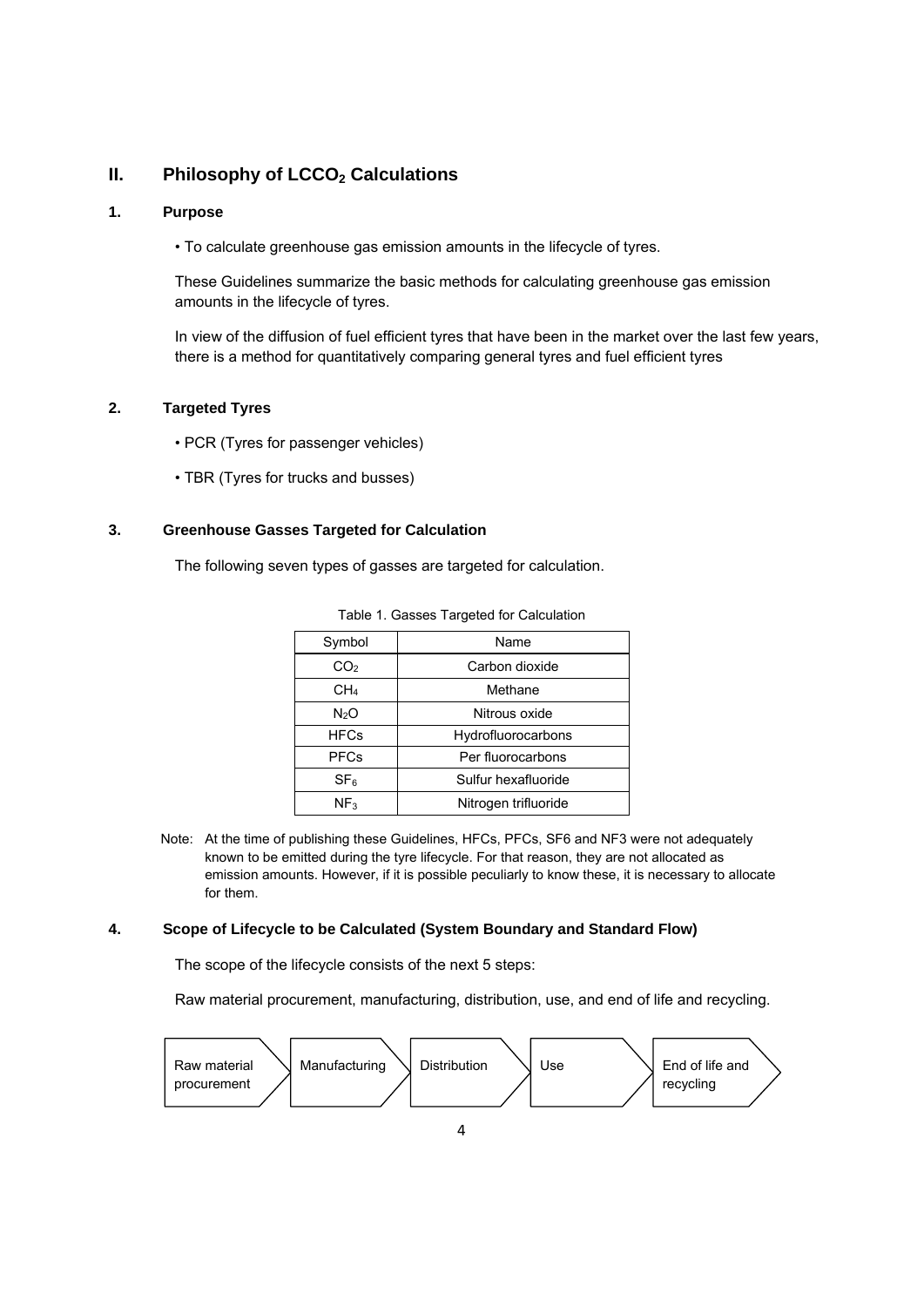## II. Philosophy of $LCCO_2$ Calculations

### 1. Purpose

• To calculate greenhouse gas emission amounts in the lifecycle of tyres.

These Guidelines summarize the basic methods for calculating greenhouse gas emission amounts in the lifecycle of tyres.

In view of the diffusion of fuel efficient tyres that have been in the market over the last few years, there is a method for quantitatively comparing general tyres and fuel efficient tyres

### 2. Targeted Tyres

• PCR (Tyres for passenger vehicles)

• TBR (Tyres for trucks and busses)

### 3. Greenhouse Gasses Targeted for Calculation

The following seven types of gasses are targeted for calculation.

Table 1. Gasses Targeted for Calculation

| Symbol | Name |
|---|---|
| $CO_2$ | Carbon dioxide |
| $CH_4$ | Methane |
| $N_2O$ | Nitrous oxide |
| HFCs | Hydrofluorocarbons |
| PFCs | Per fluorocarbons |
| $SF_6$ | Sulfur hexafluoride |
| $NF_3$ | Nitrogen trifluoride |

Note: At the time of publishing these Guidelines, HFCs, PFCs, SF6 and NF3 were not adequately known to be emitted during the tyre lifecycle. For that reason, they are not allocated as emission amounts. However, if it is possible peculiarly to know these, it is necessary to allocate for them.

### 4. Scope of Lifecycle to be Calculated (System Boundary and Standard Flow)

The scope of the lifecycle consists of the next 5 steps:

Raw material procurement, manufacturing, distribution, use, and end of life and recycling.

Raw material procurement → Manufacturing → Distribution → Use → End of life and recycling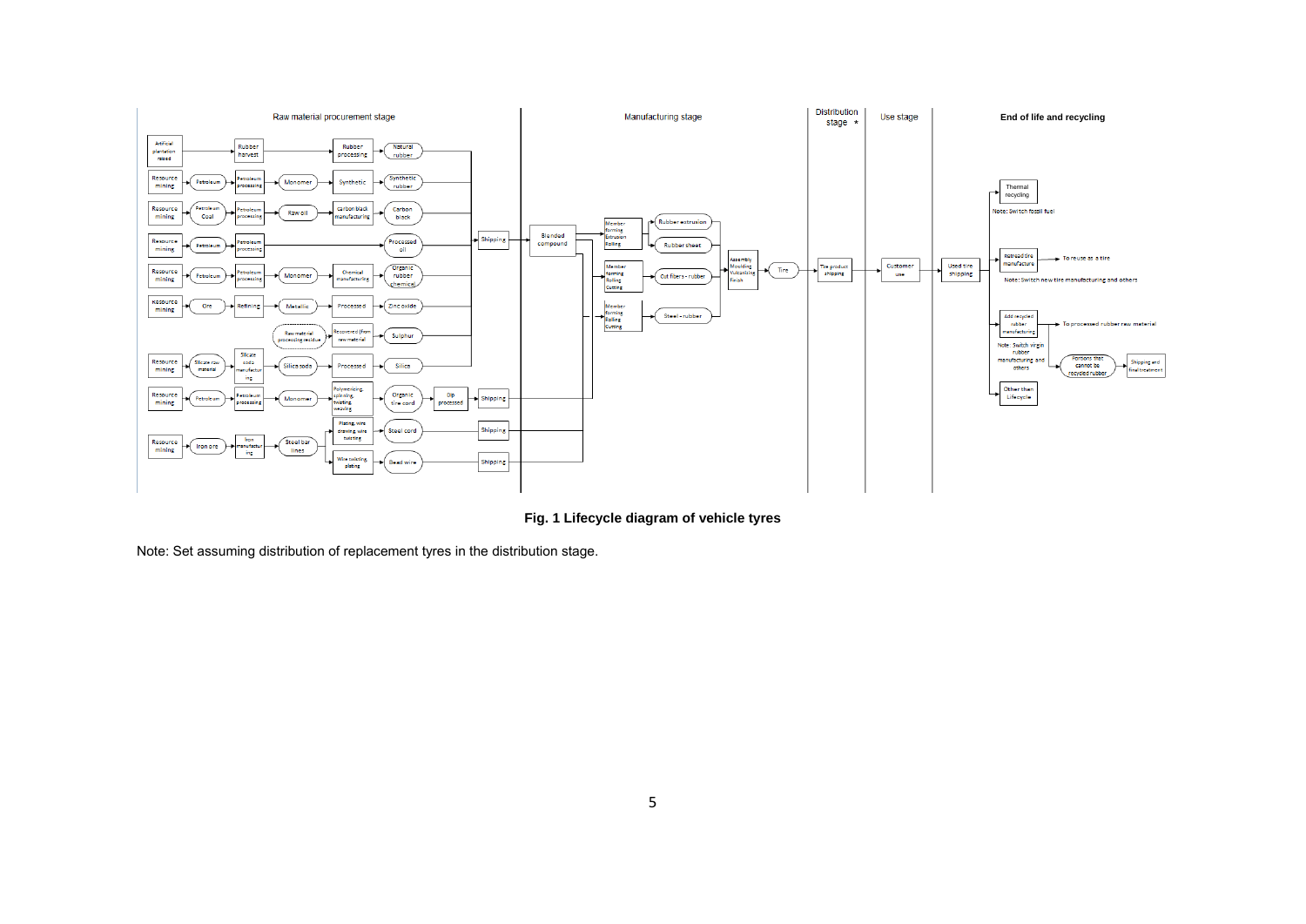**Fig. 1 Lifecycle diagram of vehicle tyres**

Note: Set assuming distribution of replacement tyres in the distribution stage.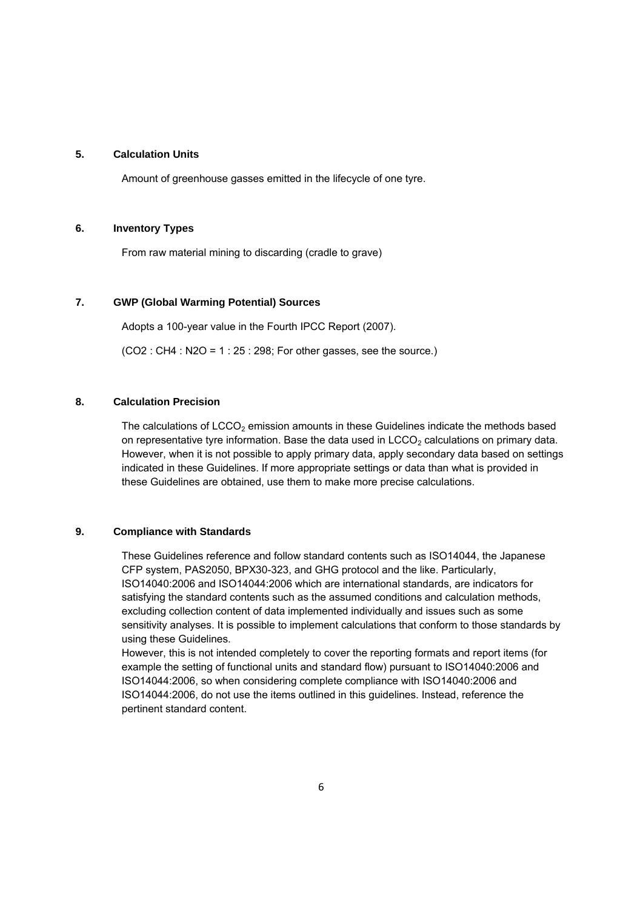## 5. Calculation Units

Amount of greenhouse gasses emitted in the lifecycle of one tyre.

## 6. Inventory Types

From raw material mining to discarding (cradle to grave)

## 7. GWP (Global Warming Potential) Sources

Adopts a 100-year value in the Fourth IPCC Report (2007).

($CO_2$ : $CH_4$ : $N_2O$ = 1 : 25 : 298; For other gasses, see the source.)

## 8. Calculation Precision

The calculations of $LCCO_2$ emission amounts in these Guidelines indicate the methods based on representative tyre information. Base the data used in $LCCO_2$ calculations on primary data. However, when it is not possible to apply primary data, apply secondary data based on settings indicated in these Guidelines. If more appropriate settings or data than what is provided in these Guidelines are obtained, use them to make more precise calculations.

## 9. Compliance with Standards

These Guidelines reference and follow standard contents such as ISO14044, the Japanese CFP system, PAS2050, BPX30-323, and GHG protocol and the like. Particularly, ISO14040:2006 and ISO14044:2006 which are international standards, are indicators for satisfying the standard contents such as the assumed conditions and calculation methods, excluding collection content of data implemented individually and issues such as some sensitivity analyses. It is possible to implement calculations that conform to those standards by using these Guidelines.

However, this is not intended completely to cover the reporting formats and report items (for example the setting of functional units and standard flow) pursuant to ISO14040:2006 and ISO14044:2006, so when considering complete compliance with ISO14040:2006 and ISO14044:2006, do not use the items outlined in this guidelines. Instead, reference the pertinent standard content.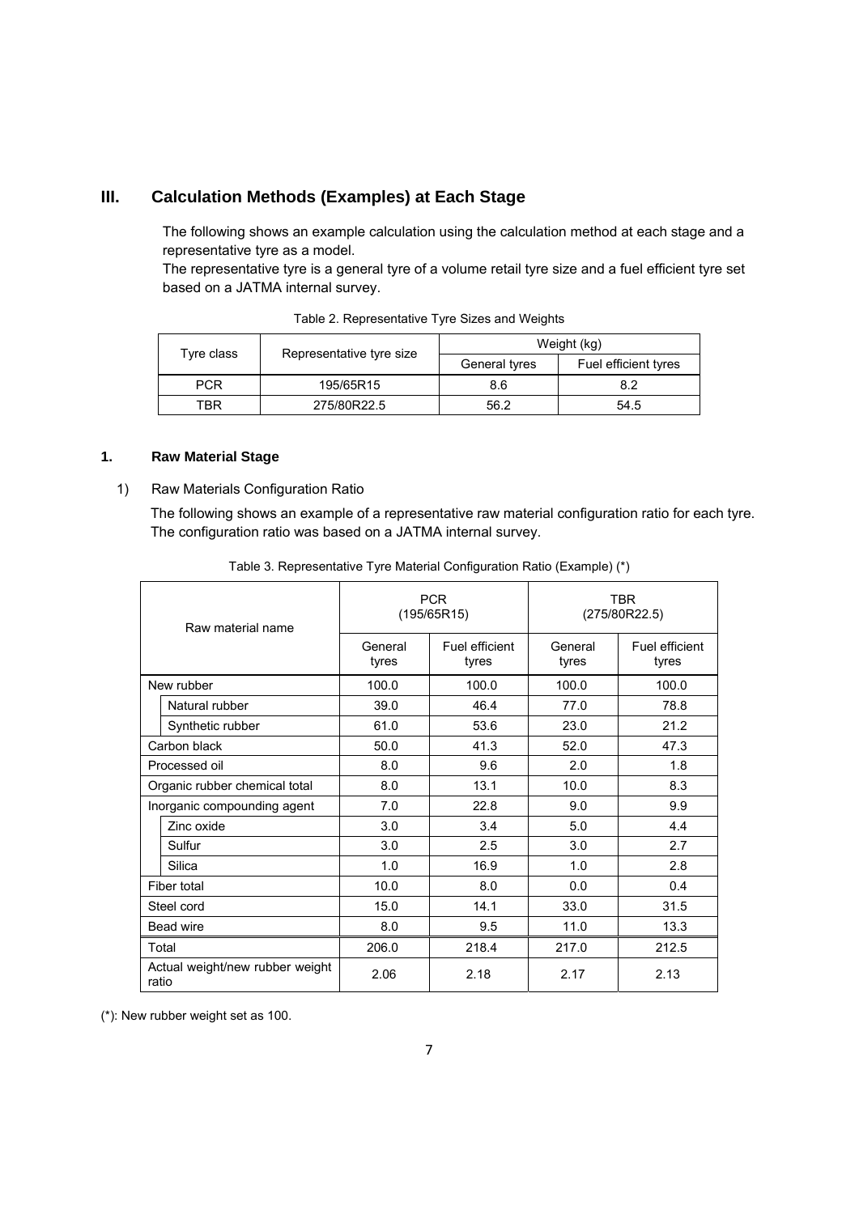## III. Calculation Methods (Examples) at Each Stage

The following shows an example calculation using the calculation method at each stage and a representative tyre as a model.
The representative tyre is a general tyre of a volume retail tyre size and a fuel efficient tyre set based on a JATMA internal survey.

Table 2. Representative Tyre Sizes and Weights

| Tyre class | Representative tyre size | Weight (kg) | |
|---|---|---|---|
| | | General tyres | Fuel efficient tyres |
| PCR | 195/65R15 | 8.6 | 8.2 |
| TBR | 275/80R22.5 | 56.2 | 54.5 |

### 1. Raw Material Stage

1) Raw Materials Configuration Ratio

The following shows an example of a representative raw material configuration ratio for each tyre. The configuration ratio was based on a JATMA internal survey.

Table 3. Representative Tyre Material Configuration Ratio (Example) (*)

| Raw material name | PCR (195/65R15) | | TBR (275/80R22.5) | |
|---|---|---|---|---|
| | General tyres | Fuel efficient tyres | General tyres | Fuel efficient tyres |
| New rubber | 100.0 | 100.0 | 100.0 | 100.0 |
| Natural rubber | 39.0 | 46.4 | 77.0 | 78.8 |
| Synthetic rubber | 61.0 | 53.6 | 23.0 | 21.2 |
| Carbon black | 50.0 | 41.3 | 52.0 | 47.3 |
| Processed oil | 8.0 | 9.6 | 2.0 | 1.8 |
| Organic rubber chemical total | 8.0 | 13.1 | 10.0 | 8.3 |
| Inorganic compounding agent | 7.0 | 22.8 | 9.0 | 9.9 |
| Zinc oxide | 3.0 | 3.4 | 5.0 | 4.4 |
| Sulfur | 3.0 | 2.5 | 3.0 | 2.7 |
| Silica | 1.0 | 16.9 | 1.0 | 2.8 |
| Fiber total | 10.0 | 8.0 | 0.0 | 0.4 |
| Steel cord | 15.0 | 14.1 | 33.0 | 31.5 |
| Bead wire | 8.0 | 9.5 | 11.0 | 13.3 |
| Total | 206.0 | 218.4 | 217.0 | 212.5 |
| Actual weight/new rubber weight ratio | 2.06 | 2.18 | 2.17 | 2.13 |

(*): New rubber weight set as 100.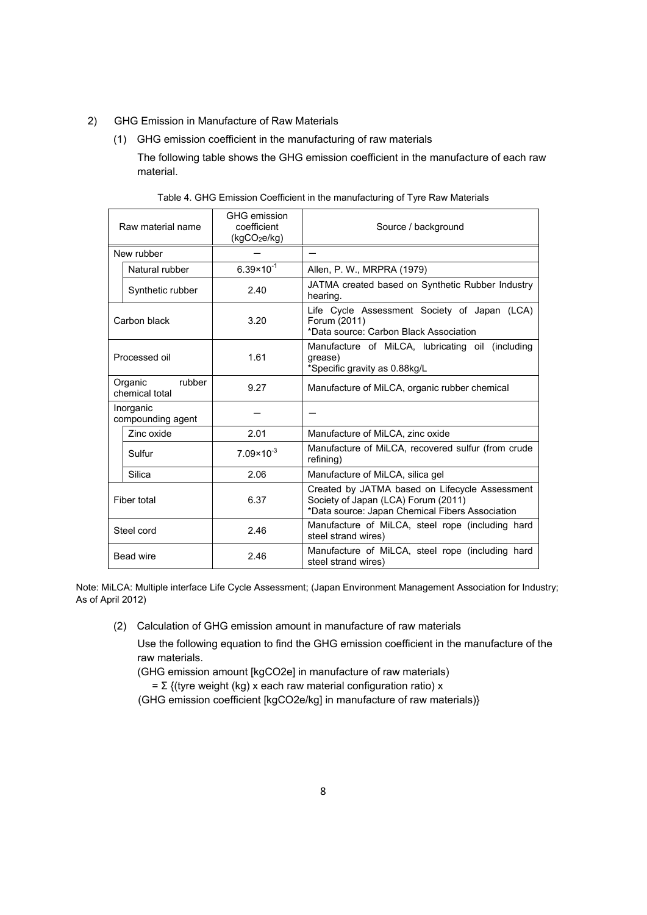2) GHG Emission in Manufacture of Raw Materials

(1) GHG emission coefficient in the manufacturing of raw materials

The following table shows the GHG emission coefficient in the manufacture of each raw material.

Table 4. GHG Emission Coefficient in the manufacturing of Tyre Raw Materials

| Raw material name | | GHG emission coefficient ($kgCO_2e/kg$) | Source / background |
|---|---|---|---|
| New rubber | | — | — |
| | Natural rubber | $6.39\times10^{-1}$ | Allen, P. W., MRPRA (1979) |
| | Synthetic rubber | 2.40 | JATMA created based on Synthetic Rubber Industry hearing. |
| Carbon black | | 3.20 | Life Cycle Assessment Society of Japan (LCA) Forum (2011) *Data source: Carbon Black Association |
| Processed oil | | 1.61 | Manufacture of MiLCA, lubricating oil (including grease) *Specific gravity as 0.88kg/L |
| Organic rubber chemical total | | 9.27 | Manufacture of MiLCA, organic rubber chemical |
| Inorganic compounding agent | | — | — |
| | Zinc oxide | 2.01 | Manufacture of MiLCA, zinc oxide |
| | Sulfur | $7.09\times10^{-3}$ | Manufacture of MiLCA, recovered sulfur (from crude refining) |
| | Silica | 2.06 | Manufacture of MiLCA, silica gel |
| Fiber total | | 6.37 | Created by JATMA based on Lifecycle Assessment Society of Japan (LCA) Forum (2011) *Data source: Japan Chemical Fibers Association |
| Steel cord | | 2.46 | Manufacture of MiLCA, steel rope (including hard steel strand wires) |
| Bead wire | | 2.46 | Manufacture of MiLCA, steel rope (including hard steel strand wires) |

Note: MiLCA: Multiple interface Life Cycle Assessment; (Japan Environment Management Association for Industry; As of April 2012)

(2) Calculation of GHG emission amount in manufacture of raw materials

Use the following equation to find the GHG emission coefficient in the manufacture of the raw materials.

(GHG emission amount [kgCO2e] in manufacture of raw materials)

= Σ {(tyre weight (kg) x each raw material configuration ratio) x

(GHG emission coefficient [kgCO2e/kg] in manufacture of raw materials)}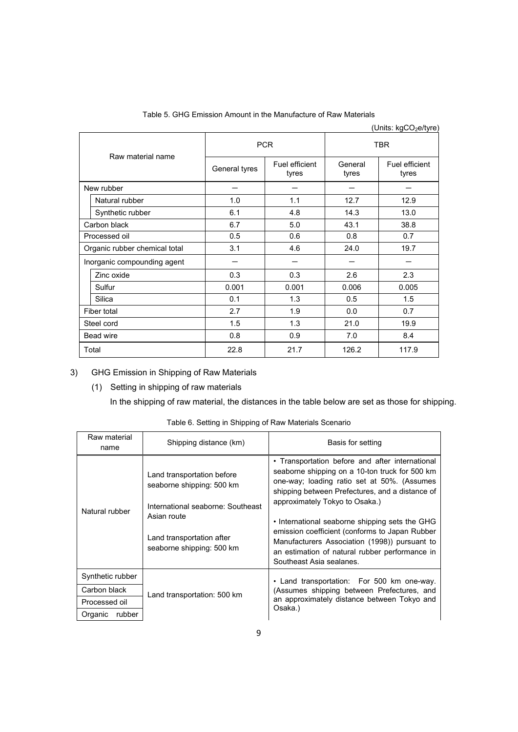Table 5. GHG Emission Amount in the Manufacture of Raw Materials

(Units: $kgCO_2e$/tyre)

| Raw material name | PCR | | TBR | |
|---|---|---|---|---|
| | General tyres | Fuel efficient tyres | General tyres | Fuel efficient tyres |
| New rubber | — | — | — | — |
| Natural rubber | 1.0 | 1.1 | 12.7 | 12.9 |
| Synthetic rubber | 6.1 | 4.8 | 14.3 | 13.0 |
| Carbon black | 6.7 | 5.0 | 43.1 | 38.8 |
| Processed oil | 0.5 | 0.6 | 0.8 | 0.7 |
| Organic rubber chemical total | 3.1 | 4.6 | 24.0 | 19.7 |
| Inorganic compounding agent | — | — | — | — |
| Zinc oxide | 0.3 | 0.3 | 2.6 | 2.3 |
| Sulfur | 0.001 | 0.001 | 0.006 | 0.005 |
| Silica | 0.1 | 1.3 | 0.5 | 1.5 |
| Fiber total | 2.7 | 1.9 | 0.0 | 0.7 |
| Steel cord | 1.5 | 1.3 | 21.0 | 19.9 |
| Bead wire | 0.8 | 0.9 | 7.0 | 8.4 |
| Total | 22.8 | 21.7 | 126.2 | 117.9 |

3) GHG Emission in Shipping of Raw Materials

(1) Setting in shipping of raw materials

In the shipping of raw material, the distances in the table below are set as those for shipping.

Table 6. Setting in Shipping of Raw Materials Scenario

| Raw material name | Shipping distance (km) | Basis for setting |
|---|---|---|
| Natural rubber | Land transportation before seaborne shipping: 500 km<br><br>International seaborne: Southeast Asian route<br><br>Land transportation after seaborne shipping: 500 km | • Transportation before and after international seaborne shipping on a 10-ton truck for 500 km one-way; loading ratio set at 50%. (Assumes shipping between Prefectures, and a distance of approximately Tokyo to Osaka.)<br><br>• International seaborne shipping sets the GHG emission coefficient (conforms to Japan Rubber Manufacturers Association (1998)) pursuant to an estimation of natural rubber performance in Southeast Asia sealanes. |
| Synthetic rubber | Land transportation: 500 km | • Land transportation: For 500 km one-way. (Assumes shipping between Prefectures, and an approximately distance between Tokyo and Osaka.) |
| Carbon black | | |
| Processed oil | | |
| Organic rubber | | |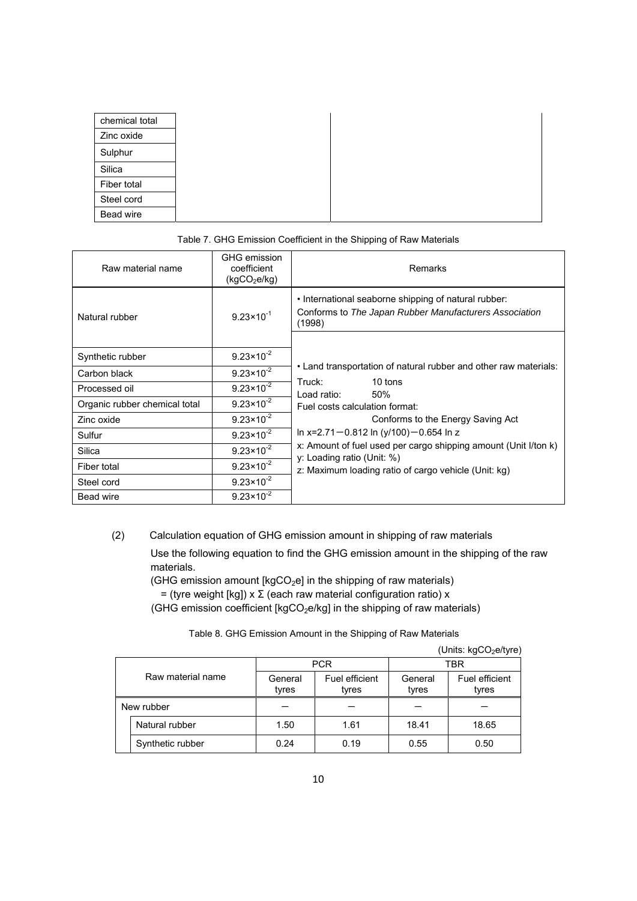| chemical total | | |
|---|---|---|
| Zinc oxide | | |
| Sulphur | | |
| Silica | | |
| Fiber total | | |
| Steel cord | | |
| Bead wire | | |

Table 7. GHG Emission Coefficient in the Shipping of Raw Materials

| Raw material name | GHG emission coefficient ($kgCO_2e/kg$) | Remarks |
|---|---|---|
| Natural rubber | $9.23\times10^{-1}$ | • International seaborne shipping of natural rubber: Conforms to *The Japan Rubber Manufacturers Association* (1998) |
| Synthetic rubber | $9.23\times10^{-2}$ | • Land transportation of natural rubber and other raw materials: Truck: 10 tons Load ratio: 50% Fuel costs calculation format: Conforms to the Energy Saving Act $\ln x=2.71-0.812 \ln (y/100)-0.654 \ln z$ x: Amount of fuel used per cargo shipping amount (Unit l/ton k) y: Loading ratio (Unit: %) z: Maximum loading ratio of cargo vehicle (Unit: kg) |
| Carbon black | $9.23\times10^{-2}$ | |
| Processed oil | $9.23\times10^{-2}$ | |
| Organic rubber chemical total | $9.23\times10^{-2}$ | |
| Zinc oxide | $9.23\times10^{-2}$ | |
| Sulfur | $9.23\times10^{-2}$ | |
| Silica | $9.23\times10^{-2}$ | |
| Fiber total | $9.23\times10^{-2}$ | |
| Steel cord | $9.23\times10^{-2}$ | |
| Bead wire | $9.23\times10^{-2}$ | |

(2) Calculation equation of GHG emission amount in shipping of raw materials

Use the following equation to find the GHG emission amount in the shipping of the raw materials.

(GHG emission amount [$kgCO_2e$] in the shipping of raw materials)
= (tyre weight [kg]) x Σ (each raw material configuration ratio) x
(GHG emission coefficient [$kgCO_2e/kg$] in the shipping of raw materials)

Table 8. GHG Emission Amount in the Shipping of Raw Materials

(Units: $kgCO_2e$/tyre)

| Raw material name | PCR | | TBR | |
|---|---|---|---|---|
| | General tyres | Fuel efficient tyres | General tyres | Fuel efficient tyres |
| New rubber | — | — | — | — |
| Natural rubber | 1.50 | 1.61 | 18.41 | 18.65 |
| Synthetic rubber | 0.24 | 0.19 | 0.55 | 0.50 |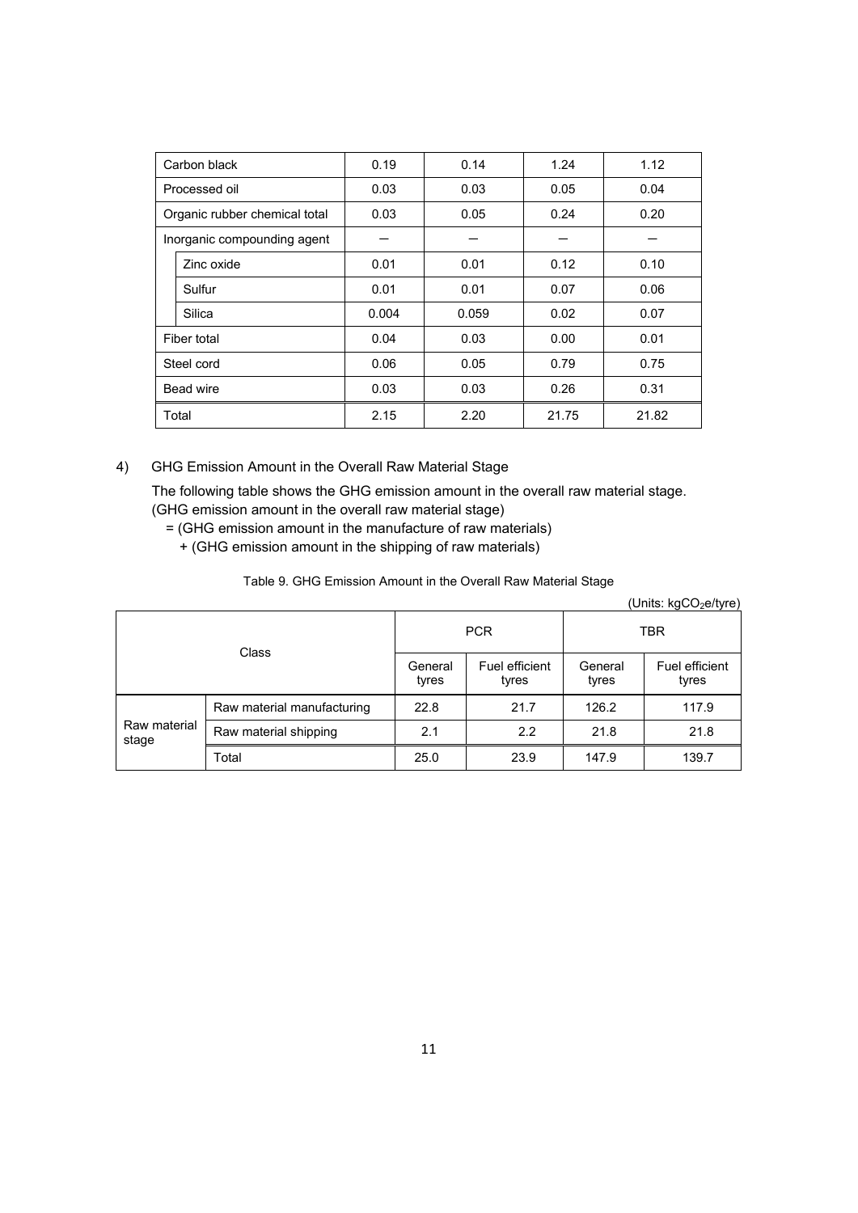| | | | | |
|---|---|---|---|---|
| Carbon black | 0.19 | 0.14 | 1.24 | 1.12 |
| Processed oil | 0.03 | 0.03 | 0.05 | 0.04 |
| Organic rubber chemical total | 0.03 | 0.05 | 0.24 | 0.20 |
| Inorganic compounding agent | — | — | — | — |
| Zinc oxide | 0.01 | 0.01 | 0.12 | 0.10 |
| Sulfur | 0.01 | 0.01 | 0.07 | 0.06 |
| Silica | 0.004 | 0.059 | 0.02 | 0.07 |
| Fiber total | 0.04 | 0.03 | 0.00 | 0.01 |
| Steel cord | 0.06 | 0.05 | 0.79 | 0.75 |
| Bead wire | 0.03 | 0.03 | 0.26 | 0.31 |
| Total | 2.15 | 2.20 | 21.75 | 21.82 |

4) GHG Emission Amount in the Overall Raw Material Stage

The following table shows the GHG emission amount in the overall raw material stage.
(GHG emission amount in the overall raw material stage)
= (GHG emission amount in the manufacture of raw materials)
+ (GHG emission amount in the shipping of raw materials)

Table 9. GHG Emission Amount in the Overall Raw Material Stage

(Units: $kgCO_2e$/tyre)

| Class | | PCR | | TBR | |
|---|---|---|---|---|---|
| | | General tyres | Fuel efficient tyres | General tyres | Fuel efficient tyres |
| Raw material stage | Raw material manufacturing | 22.8 | 21.7 | 126.2 | 117.9 |
| | Raw material shipping | 2.1 | 2.2 | 21.8 | 21.8 |
| | Total | 25.0 | 23.9 | 147.9 | 139.7 |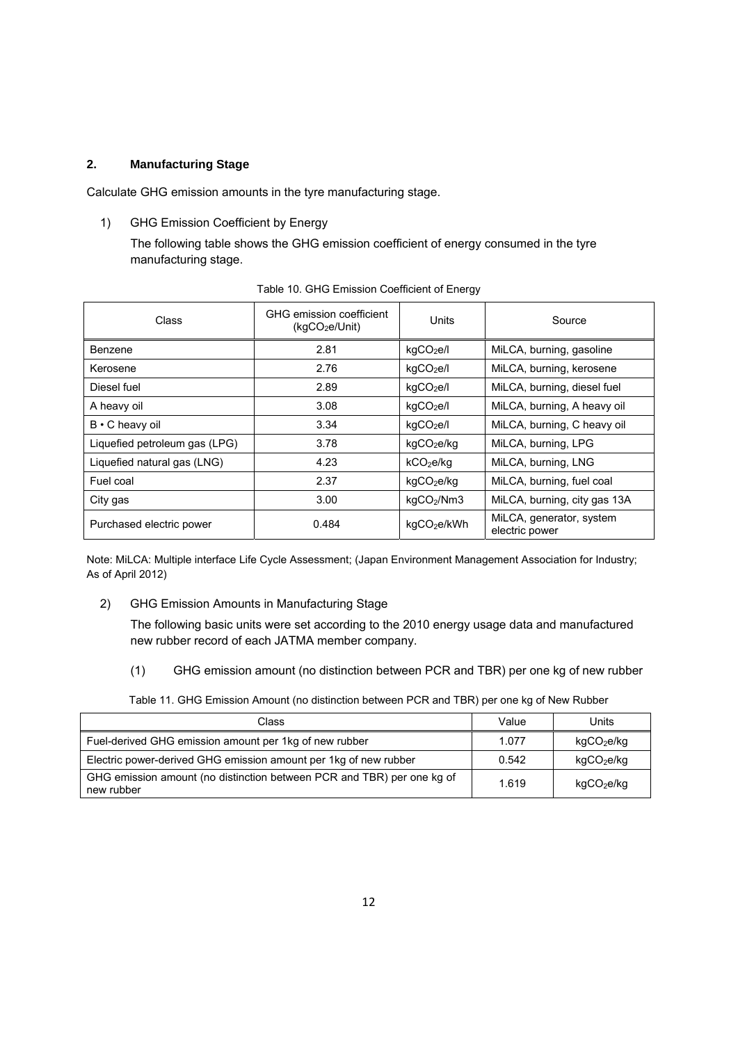## 2. Manufacturing Stage

Calculate GHG emission amounts in the tyre manufacturing stage.

1) GHG Emission Coefficient by Energy

The following table shows the GHG emission coefficient of energy consumed in the tyre manufacturing stage.

Table 10. GHG Emission Coefficient of Energy

| Class | GHG emission coefficient ($kgCO_2e$/Unit) | Units | Source |
|---|---|---|---|
| Benzene | 2.81 | $kgCO_2e/l$ | MiLCA, burning, gasoline |
| Kerosene | 2.76 | $kgCO_2e/l$ | MiLCA, burning, kerosene |
| Diesel fuel | 2.89 | $kgCO_2e/l$ | MiLCA, burning, diesel fuel |
| A heavy oil | 3.08 | $kgCO_2e/l$ | MiLCA, burning, A heavy oil |
| B • C heavy oil | 3.34 | $kgCO_2e/l$ | MiLCA, burning, C heavy oil |
| Liquefied petroleum gas (LPG) | 3.78 | $kgCO_2e/kg$ | MiLCA, burning, LPG |
| Liquefied natural gas (LNG) | 4.23 | $kCO_2e/kg$ | MiLCA, burning, LNG |
| Fuel coal | 2.37 | $kgCO_2e/kg$ | MiLCA, burning, fuel coal |
| City gas | 3.00 | $kgCO_2/Nm3$ | MiLCA, burning, city gas 13A |
| Purchased electric power | 0.484 | $kgCO_2e/kWh$ | MiLCA, generator, system electric power |

Note: MiLCA: Multiple interface Life Cycle Assessment; (Japan Environment Management Association for Industry; As of April 2012)

2) GHG Emission Amounts in Manufacturing Stage

The following basic units were set according to the 2010 energy usage data and manufactured new rubber record of each JATMA member company.

(1) GHG emission amount (no distinction between PCR and TBR) per one kg of new rubber

Table 11. GHG Emission Amount (no distinction between PCR and TBR) per one kg of New Rubber

| Class | Value | Units |
|---|---|---|
| Fuel-derived GHG emission amount per 1kg of new rubber | 1.077 | $kgCO_2e/kg$ |
| Electric power-derived GHG emission amount per 1kg of new rubber | 0.542 | $kgCO_2e/kg$ |
| GHG emission amount (no distinction between PCR and TBR) per one kg of new rubber | 1.619 | $kgCO_2e/kg$ |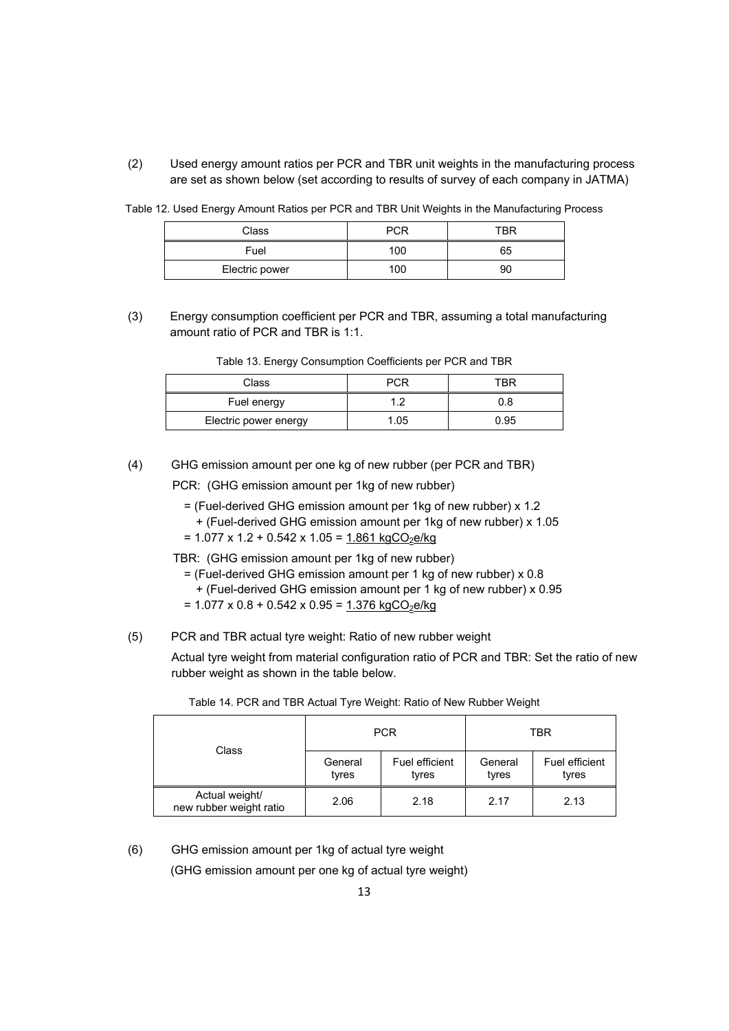(2) Used energy amount ratios per PCR and TBR unit weights in the manufacturing process are set as shown below (set according to results of survey of each company in JATMA)

Table 12. Used Energy Amount Ratios per PCR and TBR Unit Weights in the Manufacturing Process

| Class | PCR | TBR |
|---|---|---|
| Fuel | 100 | 65 |
| Electric power | 100 | 90 |

(3) Energy consumption coefficient per PCR and TBR, assuming a total manufacturing amount ratio of PCR and TBR is 1:1.

Table 13. Energy Consumption Coefficients per PCR and TBR

| Class | PCR | TBR |
|---|---|---|
| Fuel energy | 1.2 | 0.8 |
| Electric power energy | 1.05 | 0.95 |

(4) GHG emission amount per one kg of new rubber (per PCR and TBR)

PCR: (GHG emission amount per 1kg of new rubber)

= (Fuel-derived GHG emission amount per 1kg of new rubber) x 1.2
  + (Fuel-derived GHG emission amount per 1kg of new rubber) x 1.05
= 1.077 x 1.2 + 0.542 x 1.05 = 1.861 kg$CO_2$e/kg

TBR: (GHG emission amount per 1kg of new rubber)

= (Fuel-derived GHG emission amount per 1 kg of new rubber) x 0.8
  + (Fuel-derived GHG emission amount per 1 kg of new rubber) x 0.95
= 1.077 x 0.8 + 0.542 x 0.95 = 1.376 kg$CO_2$e/kg

(5) PCR and TBR actual tyre weight: Ratio of new rubber weight

Actual tyre weight from material configuration ratio of PCR and TBR: Set the ratio of new rubber weight as shown in the table below.

Table 14. PCR and TBR Actual Tyre Weight: Ratio of New Rubber Weight

| Class | PCR | | TBR | |
|---|---|---|---|---|
| | General tyres | Fuel efficient tyres | General tyres | Fuel efficient tyres |
| Actual weight/ new rubber weight ratio | 2.06 | 2.18 | 2.17 | 2.13 |

(6) GHG emission amount per 1kg of actual tyre weight

(GHG emission amount per one kg of actual tyre weight)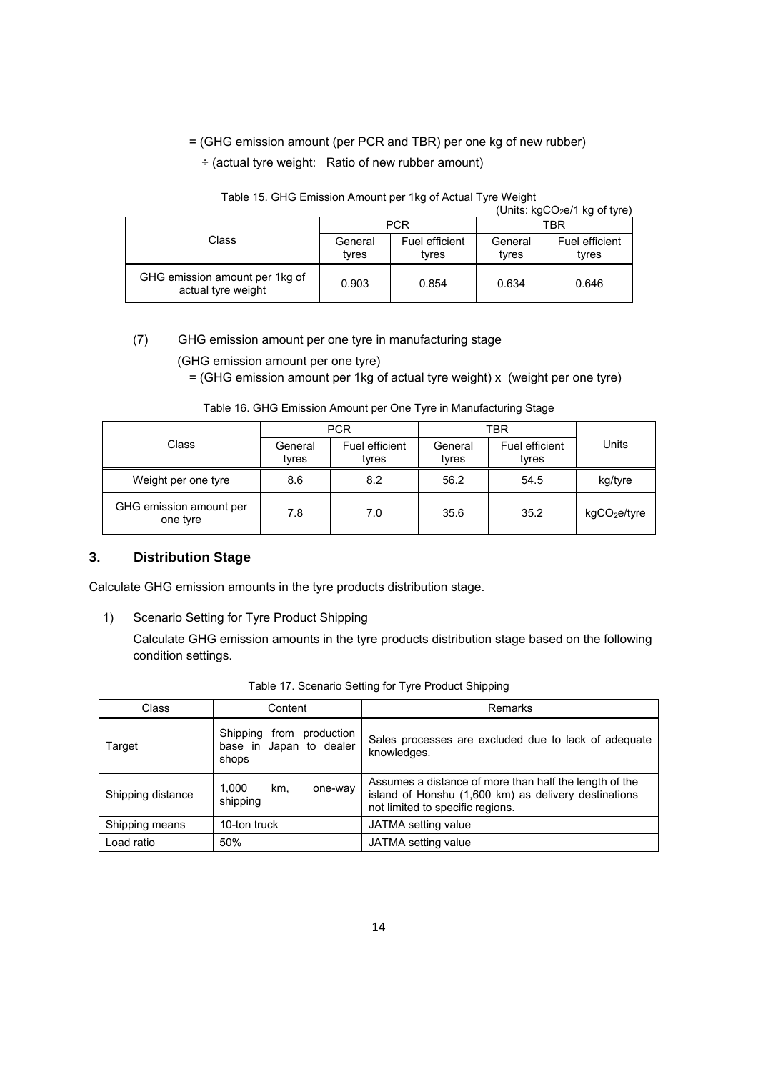= (GHG emission amount (per PCR and TBR) per one kg of new rubber)

÷ (actual tyre weight: Ratio of new rubber amount)

Table 15. GHG Emission Amount per 1kg of Actual Tyre Weight

(Units: $kgCO_2e$/1 kg of tyre)

| Class | PCR | | TBR | |
|---|---|---|---|---|
| | General tyres | Fuel efficient tyres | General tyres | Fuel efficient tyres |
| GHG emission amount per 1kg of actual tyre weight | 0.903 | 0.854 | 0.634 | 0.646 |

(7) GHG emission amount per one tyre in manufacturing stage

(GHG emission amount per one tyre)

= (GHG emission amount per 1kg of actual tyre weight) x (weight per one tyre)

Table 16. GHG Emission Amount per One Tyre in Manufacturing Stage

| Class | PCR | | TBR | | Units |
|---|---|---|---|---|---|
| | General tyres | Fuel efficient tyres | General tyres | Fuel efficient tyres | |
| Weight per one tyre | 8.6 | 8.2 | 56.2 | 54.5 | kg/tyre |
| GHG emission amount per one tyre | 7.8 | 7.0 | 35.6 | 35.2 | $kgCO_2e$/tyre |

## 3. Distribution Stage

Calculate GHG emission amounts in the tyre products distribution stage.

1) Scenario Setting for Tyre Product Shipping

Calculate GHG emission amounts in the tyre products distribution stage based on the following condition settings.

Table 17. Scenario Setting for Tyre Product Shipping

| Class | Content | Remarks |
|---|---|---|
| Target | Shipping from production base in Japan to dealer shops | Sales processes are excluded due to lack of adequate knowledges. |
| Shipping distance | 1,000 km, one-way shipping | Assumes a distance of more than half the length of the island of Honshu (1,600 km) as delivery destinations not limited to specific regions. |
| Shipping means | 10-ton truck | JATMA setting value |
| Load ratio | 50% | JATMA setting value |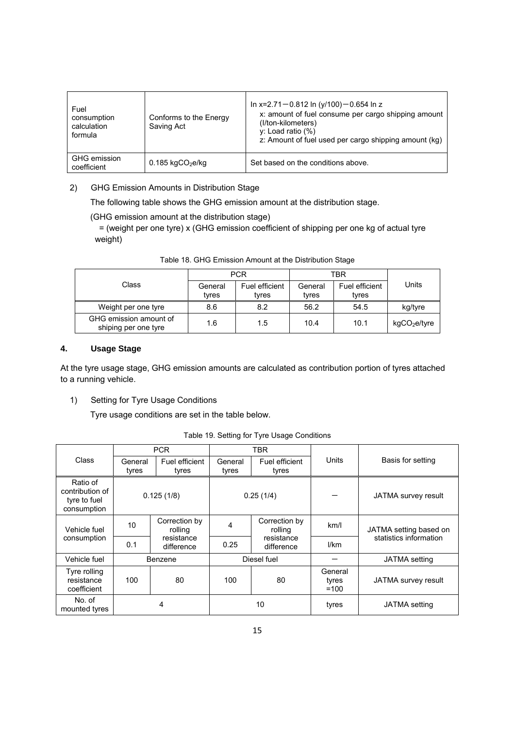| Fuel consumption calculation formula | Conforms to the Energy Saving Act | ln x=2.71－0.812 ln (y/100)－0.654 ln z<br>x: amount of fuel consume per cargo shipping amount (l/ton-kilometers)<br>y: Load ratio (%)<br>z: Amount of fuel used per cargo shipping amount (kg) |
|---|---|---|
| GHG emission coefficient | 0.185 $kgCO_2e/kg$ | Set based on the conditions above. |

2) GHG Emission Amounts in Distribution Stage

The following table shows the GHG emission amount at the distribution stage.

(GHG emission amount at the distribution stage)
= (weight per one tyre) x (GHG emission coefficient of shipping per one kg of actual tyre weight)

Table 18. GHG Emission Amount at the Distribution Stage

| Class | PCR | | TBR | | Units |
|---|---|---|---|---|---|
| | General tyres | Fuel efficient tyres | General tyres | Fuel efficient tyres | |
| Weight per one tyre | 8.6 | 8.2 | 56.2 | 54.5 | kg/tyre |
| GHG emission amount of shiping per one tyre | 1.6 | 1.5 | 10.4 | 10.1 | $kgCO_2e$/tyre |

## 4. Usage Stage

At the tyre usage stage, GHG emission amounts are calculated as contribution portion of tyres attached to a running vehicle.

1) Setting for Tyre Usage Conditions

Tyre usage conditions are set in the table below.

Table 19. Setting for Tyre Usage Conditions

| Class | PCR | | TBR | | Units | Basis for setting |
|---|---|---|---|---|---|---|
| | General tyres | Fuel efficient tyres | General tyres | Fuel efficient tyres | | |
| Ratio of contribution of tyre to fuel consumption | 0.125 (1/8) | | 0.25 (1/4) | | － | JATMA survey result |
| Vehicle fuel consumption | 10 | Correction by rolling resistance difference | 4 | Correction by rolling resistance difference | km/l | JATMA setting based on statistics information |
| | 0.1 | | 0.25 | | l/km | |
| Vehicle fuel | Benzene | | Diesel fuel | | － | JATMA setting |
| Tyre rolling resistance coefficient | 100 | 80 | 100 | 80 | General tyres =100 | JATMA survey result |
| No. of mounted tyres | 4 | | 10 | | tyres | JATMA setting |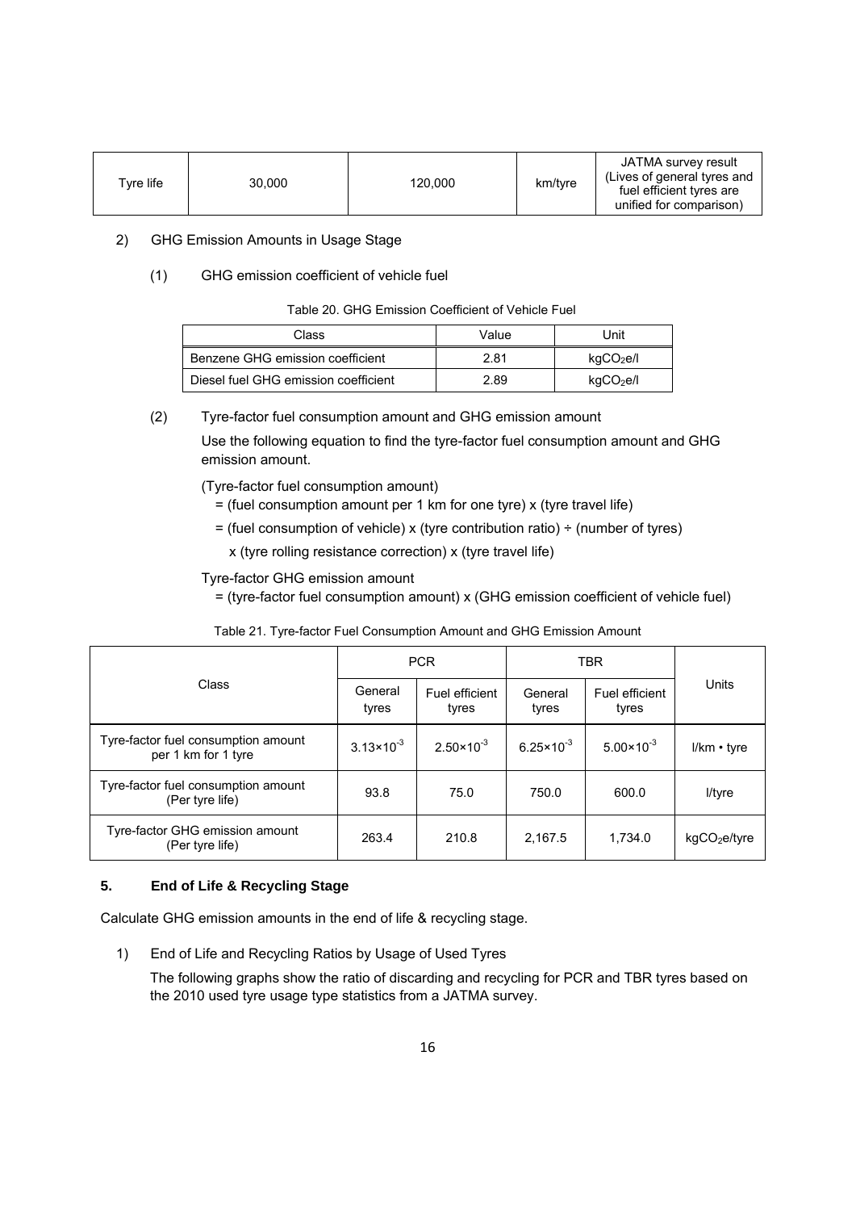| Tyre life | 30,000 | 120,000 | km/tyre | JATMA survey result (Lives of general tyres and fuel efficient tyres are unified for comparison) |
|---|---|---|---|---|

2) GHG Emission Amounts in Usage Stage

(1) GHG emission coefficient of vehicle fuel

Table 20. GHG Emission Coefficient of Vehicle Fuel

| Class | Value | Unit |
|---|---|---|
| Benzene GHG emission coefficient | 2.81 | $kgCO_2e/l$ |
| Diesel fuel GHG emission coefficient | 2.89 | $kgCO_2e/l$ |

(2) Tyre-factor fuel consumption amount and GHG emission amount

Use the following equation to find the tyre-factor fuel consumption amount and GHG emission amount.

(Tyre-factor fuel consumption amount)

= (fuel consumption amount per 1 km for one tyre) x (tyre travel life)

= (fuel consumption of vehicle) x (tyre contribution ratio) ÷ (number of tyres)

x (tyre rolling resistance correction) x (tyre travel life)

Tyre-factor GHG emission amount

= (tyre-factor fuel consumption amount) x (GHG emission coefficient of vehicle fuel)

Table 21. Tyre-factor Fuel Consumption Amount and GHG Emission Amount

| Class | PCR | | TBR | | Units |
|---|---|---|---|---|---|
| | General tyres | Fuel efficient tyres | General tyres | Fuel efficient tyres | |
| Tyre-factor fuel consumption amount per 1 km for 1 tyre | $3.13 \times 10^{-3}$ | $2.50 \times 10^{-3}$ | $6.25 \times 10^{-3}$ | $5.00 \times 10^{-3}$ | l/km • tyre |
| Tyre-factor fuel consumption amount (Per tyre life) | 93.8 | 75.0 | 750.0 | 600.0 | l/tyre |
| Tyre-factor GHG emission amount (Per tyre life) | 263.4 | 210.8 | 2,167.5 | 1,734.0 | $kgCO_2e$/tyre |

### 5. End of Life & Recycling Stage

Calculate GHG emission amounts in the end of life & recycling stage.

1) End of Life and Recycling Ratios by Usage of Used Tyres

The following graphs show the ratio of discarding and recycling for PCR and TBR tyres based on the 2010 used tyre usage type statistics from a JATMA survey.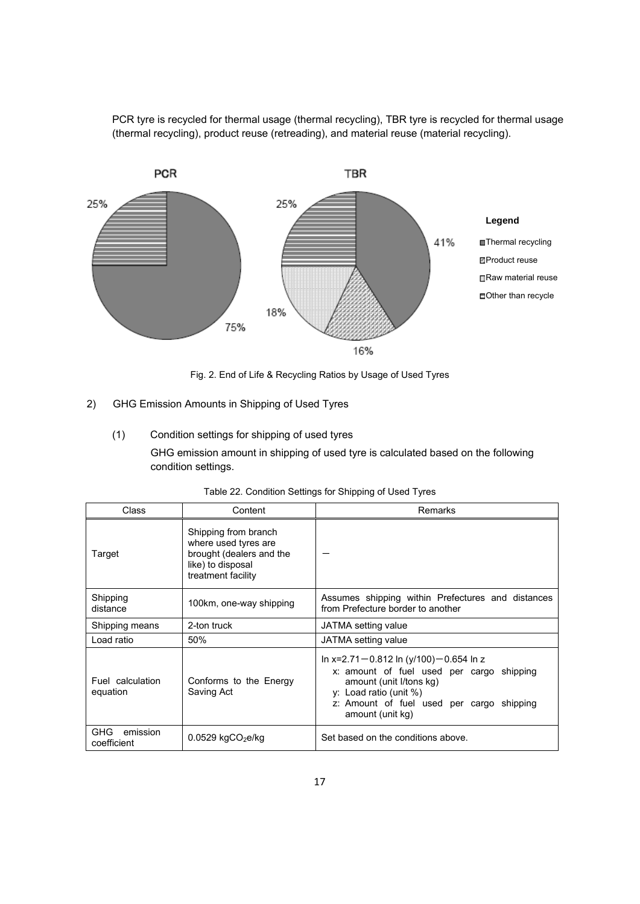PCR tyre is recycled for thermal usage (thermal recycling), TBR tyre is recycled for thermal usage (thermal recycling), product reuse (retreading), and material reuse (material recycling).

Fig. 2. End of Life & Recycling Ratios by Usage of Used Tyres

2) GHG Emission Amounts in Shipping of Used Tyres

(1) Condition settings for shipping of used tyres

GHG emission amount in shipping of used tyre is calculated based on the following condition settings.

Table 22. Condition Settings for Shipping of Used Tyres

| Class | Content | Remarks |
|---|---|---|
| Target | Shipping from branch where used tyres are brought (dealers and the like) to disposal treatment facility | — |
| Shipping distance | 100km, one-way shipping | Assumes shipping within Prefectures and distances from Prefecture border to another |
| Shipping means | 2-ton truck | JATMA setting value |
| Load ratio | 50% | JATMA setting value |
| Fuel calculation equation | Conforms to the Energy Saving Act | $\ln x = 2.71 - 0.812 \ln (y/100) - 0.654 \ln z$<br>x: amount of fuel used per cargo shipping amount (unit l/tons kg)<br>y: Load ratio (unit %)<br>z: Amount of fuel used per cargo shipping amount (unit kg) |
| GHG emission coefficient | 0.0529 $kgCO_2e/kg$ | Set based on the conditions above. |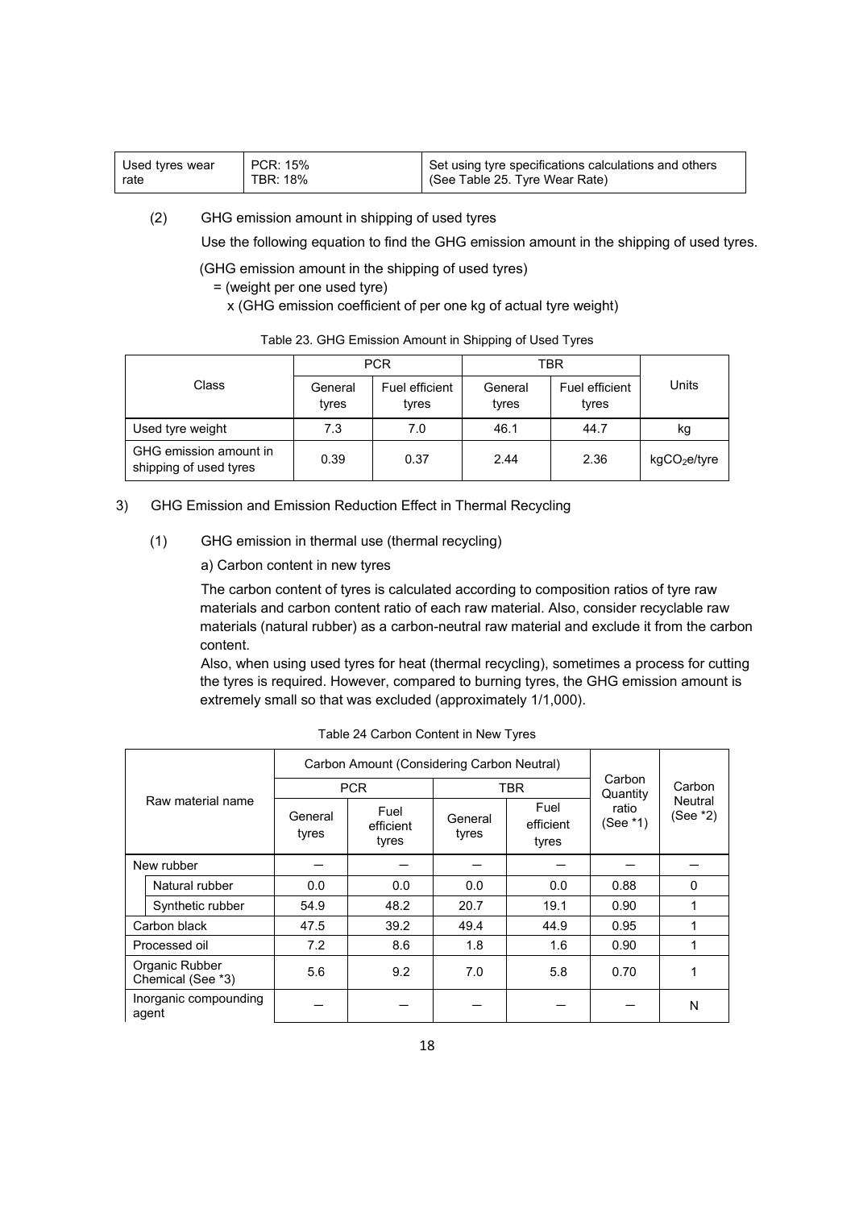| Used tyres wear rate | PCR: 15%<br>TBR: 18% | Set using tyre specifications calculations and others (See Table 25. Tyre Wear Rate) |
|---|---|---|

(2) GHG emission amount in shipping of used tyres

Use the following equation to find the GHG emission amount in the shipping of used tyres.

(GHG emission amount in the shipping of used tyres)
= (weight per one used tyre)
x (GHG emission coefficient of per one kg of actual tyre weight)

Table 23. GHG Emission Amount in Shipping of Used Tyres

| Class | PCR | | TBR | | Units |
|---|---|---|---|---|---|
| | General tyres | Fuel efficient tyres | General tyres | Fuel efficient tyres | |
| Used tyre weight | 7.3 | 7.0 | 46.1 | 44.7 | kg |
| GHG emission amount in shipping of used tyres | 0.39 | 0.37 | 2.44 | 2.36 | $kgCO_2e$/tyre |

3) GHG Emission and Emission Reduction Effect in Thermal Recycling

(1) GHG emission in thermal use (thermal recycling)

a) Carbon content in new tyres

The carbon content of tyres is calculated according to composition ratios of tyre raw materials and carbon content ratio of each raw material. Also, consider recyclable raw materials (natural rubber) as a carbon-neutral raw material and exclude it from the carbon content.

Also, when using used tyres for heat (thermal recycling), sometimes a process for cutting the tyres is required. However, compared to burning tyres, the GHG emission amount is extremely small so that was excluded (approximately 1/1,000).

Table 24 Carbon Content in New Tyres

| Raw material name | Carbon Amount (Considering Carbon Neutral) | | | | Carbon Quantity ratio (See *1) | Carbon Neutral (See *2) |
|---|---|---|---|---|---|---|
| | PCR | | TBR | | | |
| | General tyres | Fuel efficient tyres | General tyres | Fuel efficient tyres | | |
| New rubber | — | — | — | — | — | — |
| Natural rubber | 0.0 | 0.0 | 0.0 | 0.0 | 0.88 | 0 |
| Synthetic rubber | 54.9 | 48.2 | 20.7 | 19.1 | 0.90 | 1 |
| Carbon black | 47.5 | 39.2 | 49.4 | 44.9 | 0.95 | 1 |
| Processed oil | 7.2 | 8.6 | 1.8 | 1.6 | 0.90 | 1 |
| Organic Rubber Chemical (See *3) | 5.6 | 9.2 | 7.0 | 5.8 | 0.70 | 1 |
| Inorganic compounding agent | — | — | — | — | — | N |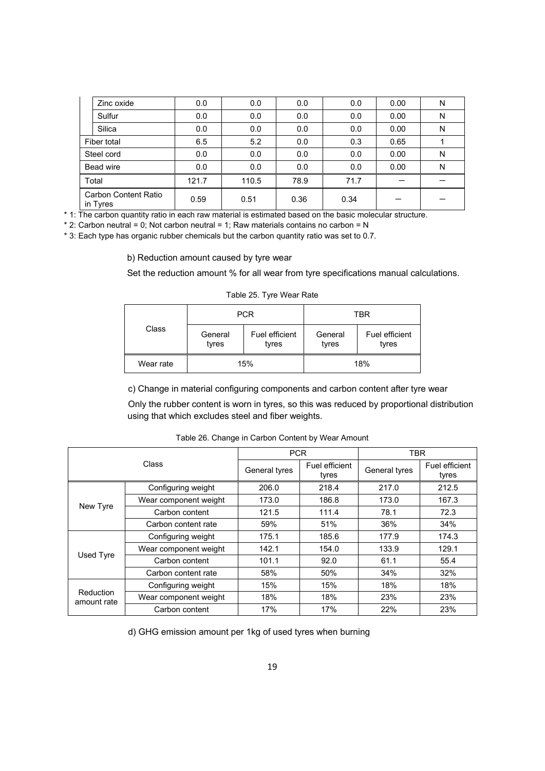| | | | | | | | |
|---|---|---|---|---|---|---|---|
| | Zinc oxide | 0.0 | 0.0 | 0.0 | 0.0 | 0.00 | N |
| | Sulfur | 0.0 | 0.0 | 0.0 | 0.0 | 0.00 | N |
| | Silica | 0.0 | 0.0 | 0.0 | 0.0 | 0.00 | N |
| Fiber total | | 6.5 | 5.2 | 0.0 | 0.3 | 0.65 | 1 |
| Steel cord | | 0.0 | 0.0 | 0.0 | 0.0 | 0.00 | N |
| Bead wire | | 0.0 | 0.0 | 0.0 | 0.0 | 0.00 | N |
| Total | | 121.7 | 110.5 | 78.9 | 71.7 | ― | ― |
| Carbon Content Ratio in Tyres | | 0.59 | 0.51 | 0.36 | 0.34 | ― | ― |

* 1: The carbon quantity ratio in each raw material is estimated based on the basic molecular structure.

* 2: Carbon neutral = 0; Not carbon neutral = 1; Raw materials contains no carbon = N

* 3: Each type has organic rubber chemicals but the carbon quantity ratio was set to 0.7.

b) Reduction amount caused by tyre wear

Set the reduction amount % for all wear from tyre specifications manual calculations.

Table 25. Tyre Wear Rate

| Class | PCR | | TBR | |
|---|---|---|---|---|
| | General tyres | Fuel efficient tyres | General tyres | Fuel efficient tyres |
| Wear rate | 15% | | 18% | |

c) Change in material configuring components and carbon content after tyre wear

Only the rubber content is worn in tyres, so this was reduced by proportional distribution using that which excludes steel and fiber weights.

Table 26. Change in Carbon Content by Wear Amount

| Class | | PCR | | TBR | |
|---|---|---|---|---|---|
| | | General tyres | Fuel efficient tyres | General tyres | Fuel efficient tyres |
| New Tyre | Configuring weight | 206.0 | 218.4 | 217.0 | 212.5 |
| | Wear component weight | 173.0 | 186.8 | 173.0 | 167.3 |
| | Carbon content | 121.5 | 111.4 | 78.1 | 72.3 |
| | Carbon content rate | 59% | 51% | 36% | 34% |
| Used Tyre | Configuring weight | 175.1 | 185.6 | 177.9 | 174.3 |
| | Wear component weight | 142.1 | 154.0 | 133.9 | 129.1 |
| | Carbon content | 101.1 | 92.0 | 61.1 | 55.4 |
| | Carbon content rate | 58% | 50% | 34% | 32% |
| Reduction amount rate | Configuring weight | 15% | 15% | 18% | 18% |
| | Wear component weight | 18% | 18% | 23% | 23% |
| | Carbon content | 17% | 17% | 22% | 23% |

d) GHG emission amount per 1kg of used tyres when burning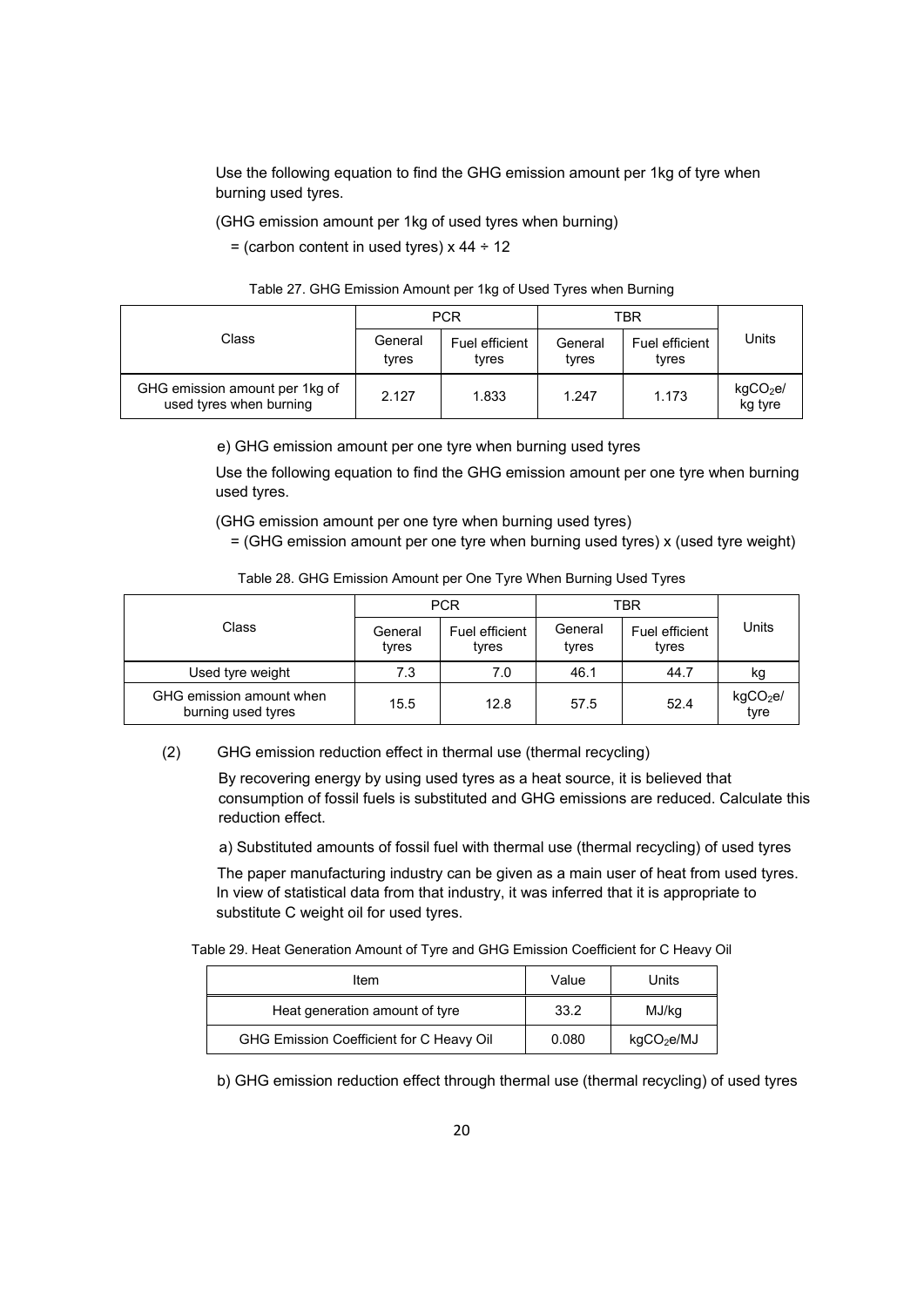Use the following equation to find the GHG emission amount per 1kg of tyre when burning used tyres.

(GHG emission amount per 1kg of used tyres when burning)

= (carbon content in used tyres) x 44 ÷ 12

Table 27. GHG Emission Amount per 1kg of Used Tyres when Burning

| Class | PCR | | TBR | | Units |
|---|---|---|---|---|---|
| | General tyres | Fuel efficient tyres | General tyres | Fuel efficient tyres | |
| GHG emission amount per 1kg of used tyres when burning | 2.127 | 1.833 | 1.247 | 1.173 | $kgCO_2e$/ kg tyre |

e) GHG emission amount per one tyre when burning used tyres

Use the following equation to find the GHG emission amount per one tyre when burning used tyres.

(GHG emission amount per one tyre when burning used tyres)

= (GHG emission amount per one tyre when burning used tyres) x (used tyre weight)

Table 28. GHG Emission Amount per One Tyre When Burning Used Tyres

| Class | PCR | | TBR | | Units |
|---|---|---|---|---|---|
| | General tyres | Fuel efficient tyres | General tyres | Fuel efficient tyres | |
| Used tyre weight | 7.3 | 7.0 | 46.1 | 44.7 | kg |
| GHG emission amount when burning used tyres | 15.5 | 12.8 | 57.5 | 52.4 | $kgCO_2e$/ tyre |

(2) GHG emission reduction effect in thermal use (thermal recycling)

By recovering energy by using used tyres as a heat source, it is believed that consumption of fossil fuels is substituted and GHG emissions are reduced. Calculate this reduction effect.

a) Substituted amounts of fossil fuel with thermal use (thermal recycling) of used tyres

The paper manufacturing industry can be given as a main user of heat from used tyres. In view of statistical data from that industry, it was inferred that it is appropriate to substitute C weight oil for used tyres.

Table 29. Heat Generation Amount of Tyre and GHG Emission Coefficient for C Heavy Oil

| Item | Value | Units |
|---|---|---|
| Heat generation amount of tyre | 33.2 | MJ/kg |
| GHG Emission Coefficient for C Heavy Oil | 0.080 | $kgCO_2e$/MJ |

b) GHG emission reduction effect through thermal use (thermal recycling) of used tyres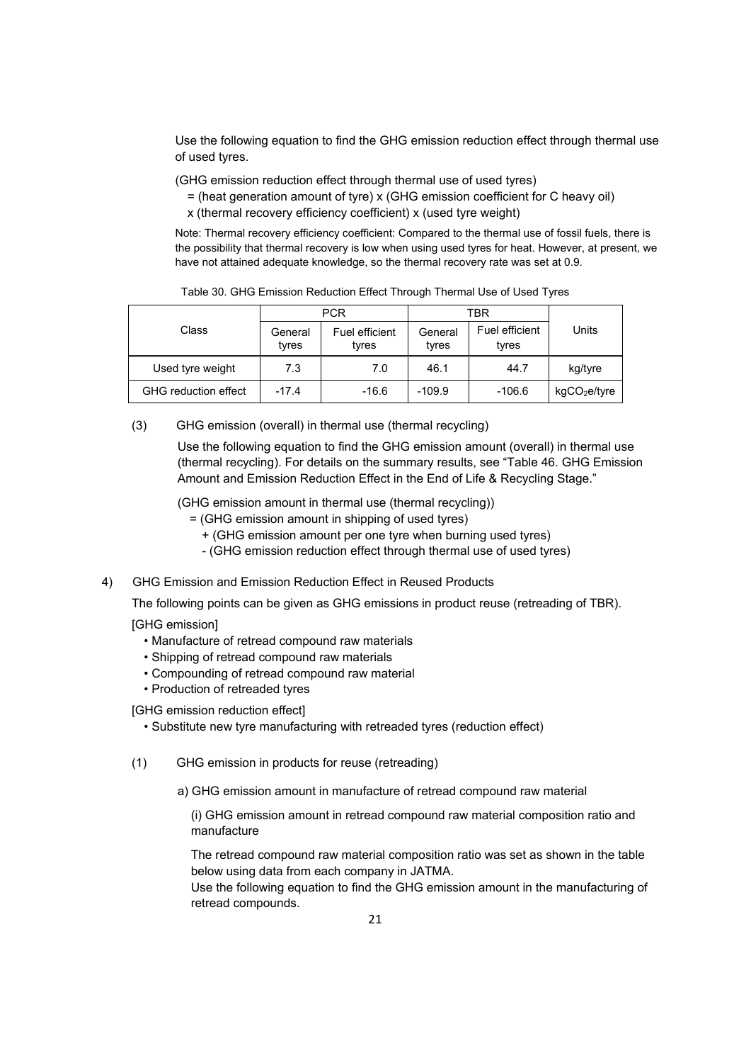Use the following equation to find the GHG emission reduction effect through thermal use of used tyres.

(GHG emission reduction effect through thermal use of used tyres)
= (heat generation amount of tyre) x (GHG emission coefficient for C heavy oil)
x (thermal recovery efficiency coefficient) x (used tyre weight)

Note: Thermal recovery efficiency coefficient: Compared to the thermal use of fossil fuels, there is the possibility that thermal recovery is low when using used tyres for heat. However, at present, we have not attained adequate knowledge, so the thermal recovery rate was set at 0.9.

Table 30. GHG Emission Reduction Effect Through Thermal Use of Used Tyres

| Class | PCR | | TBR | | Units |
|---|---|---|---|---|---|
| | General tyres | Fuel efficient tyres | General tyres | Fuel efficient tyres | |
| Used tyre weight | 7.3 | 7.0 | 46.1 | 44.7 | kg/tyre |
| GHG reduction effect | -17.4 | -16.6 | -109.9 | -106.6 | kg$CO_2$e/tyre |

(3) GHG emission (overall) in thermal use (thermal recycling)

Use the following equation to find the GHG emission amount (overall) in thermal use (thermal recycling). For details on the summary results, see "Table 46. GHG Emission Amount and Emission Reduction Effect in the End of Life & Recycling Stage."

(GHG emission amount in thermal use (thermal recycling))
= (GHG emission amount in shipping of used tyres)
+ (GHG emission amount per one tyre when burning used tyres)
- (GHG emission reduction effect through thermal use of used tyres)

4) GHG Emission and Emission Reduction Effect in Reused Products

The following points can be given as GHG emissions in product reuse (retreading of TBR).

[GHG emission]

- Manufacture of retread compound raw materials
- Shipping of retread compound raw materials
- Compounding of retread compound raw material
- Production of retreaded tyres

[GHG emission reduction effect]

- Substitute new tyre manufacturing with retreaded tyres (reduction effect)

(1) GHG emission in products for reuse (retreading)

a) GHG emission amount in manufacture of retread compound raw material

(i) GHG emission amount in retread compound raw material composition ratio and manufacture

The retread compound raw material composition ratio was set as shown in the table below using data from each company in JATMA.
Use the following equation to find the GHG emission amount in the manufacturing of retread compounds.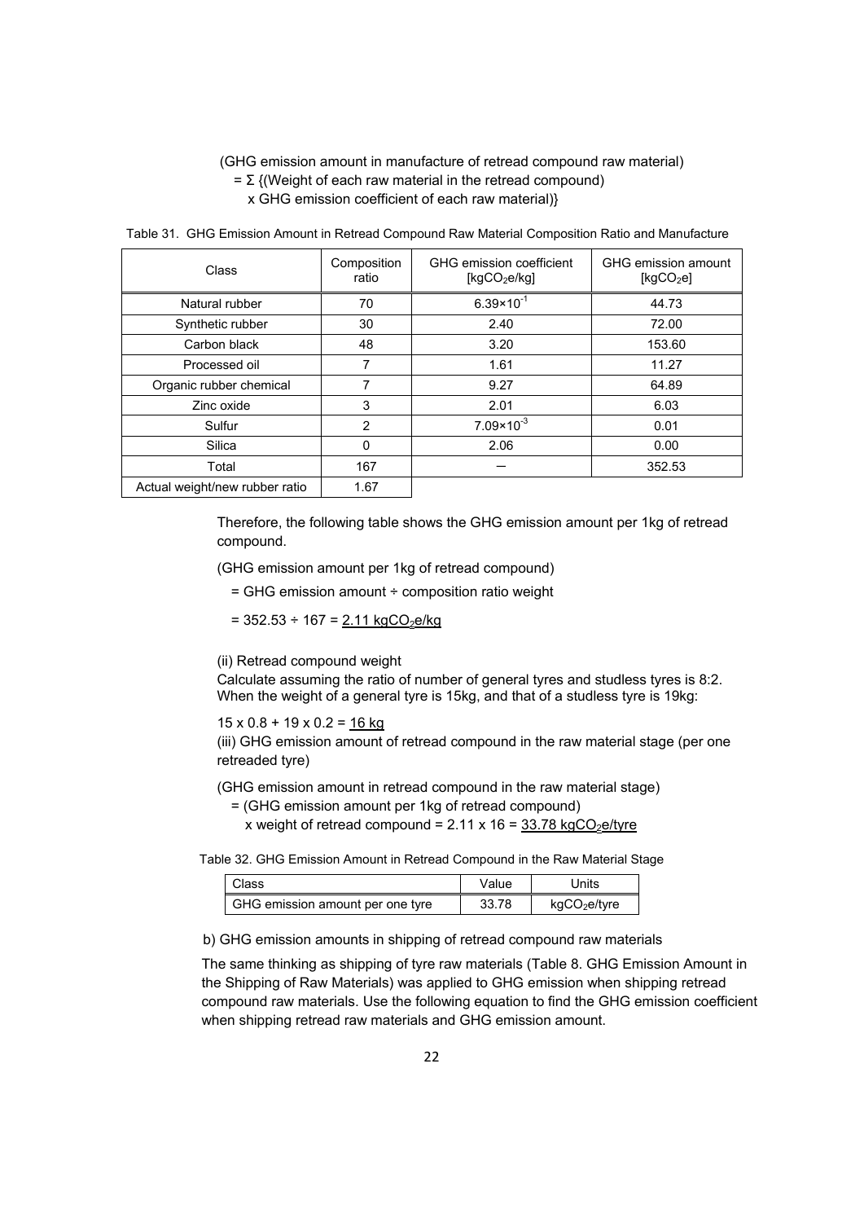(GHG emission amount in manufacture of retread compound raw material)
 = Σ {(Weight of each raw material in the retread compound)
  x GHG emission coefficient of each raw material)}

Table 31. GHG Emission Amount in Retread Compound Raw Material Composition Ratio and Manufacture

| Class | Composition ratio | GHG emission coefficient [$kgCO_2e/kg$] | GHG emission amount [$kgCO_2e$] |
|---|---|---|---|
| Natural rubber | 70 | $6.39 \times 10^{-1}$ | 44.73 |
| Synthetic rubber | 30 | 2.40 | 72.00 |
| Carbon black | 48 | 3.20 | 153.60 |
| Processed oil | 7 | 1.61 | 11.27 |
| Organic rubber chemical | 7 | 9.27 | 64.89 |
| Zinc oxide | 3 | 2.01 | 6.03 |
| Sulfur | 2 | $7.09 \times 10^{-3}$ | 0.01 |
| Silica | 0 | 2.06 | 0.00 |
| Total | 167 | — | 352.53 |
| Actual weight/new rubber ratio | 1.67 | | |

Therefore, the following table shows the GHG emission amount per 1kg of retread compound.

(GHG emission amount per 1kg of retread compound)

 = GHG emission amount ÷ composition ratio weight

 = 352.53 ÷ 167 = <u>2.11 $kgCO_2e/kg$</u>

(ii) Retread compound weight

Calculate assuming the ratio of number of general tyres and studless tyres is 8:2. When the weight of a general tyre is 15kg, and that of a studless tyre is 19kg:

15 x 0.8 + 19 x 0.2 = <u>16 kg</u>

(iii) GHG emission amount of retread compound in the raw material stage (per one retreaded tyre)

(GHG emission amount in retread compound in the raw material stage)
 = (GHG emission amount per 1kg of retread compound)
  x weight of retread compound = 2.11 x 16 = <u>33.78 $kgCO_2e$/tyre</u>

Table 32. GHG Emission Amount in Retread Compound in the Raw Material Stage

| Class | Value | Units |
|---|---|---|
| GHG emission amount per one tyre | 33.78 | $kgCO_2e$/tyre |

b) GHG emission amounts in shipping of retread compound raw materials

The same thinking as shipping of tyre raw materials (Table 8. GHG Emission Amount in the Shipping of Raw Materials) was applied to GHG emission when shipping retread compound raw materials. Use the following equation to find the GHG emission coefficient when shipping retread raw materials and GHG emission amount.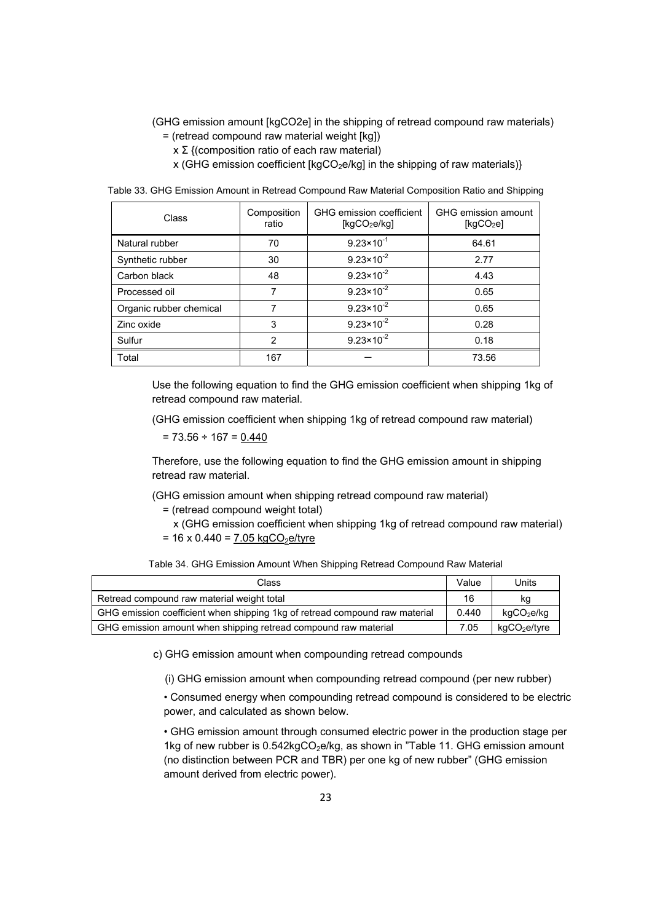(GHG emission amount [$kgCO_2e$] in the shipping of retread compound raw materials)
= (retread compound raw material weight [kg])
x Σ {(composition ratio of each raw material)
x (GHG emission coefficient [$kgCO_2e/kg$] in the shipping of raw materials)}

Table 33. GHG Emission Amount in Retread Compound Raw Material Composition Ratio and Shipping

| Class | Composition ratio | GHG emission coefficient [$kgCO_2e/kg$] | GHG emission amount [$kgCO_2e$] |
|---|---|---|---|
| Natural rubber | 70 | $9.23 \times 10^{-1}$ | 64.61 |
| Synthetic rubber | 30 | $9.23 \times 10^{-2}$ | 2.77 |
| Carbon black | 48 | $9.23 \times 10^{-2}$ | 4.43 |
| Processed oil | 7 | $9.23 \times 10^{-2}$ | 0.65 |
| Organic rubber chemical | 7 | $9.23 \times 10^{-2}$ | 0.65 |
| Zinc oxide | 3 | $9.23 \times 10^{-2}$ | 0.28 |
| Sulfur | 2 | $9.23 \times 10^{-2}$ | 0.18 |
| Total | 167 | ― | 73.56 |

Use the following equation to find the GHG emission coefficient when shipping 1kg of retread compound raw material.

(GHG emission coefficient when shipping 1kg of retread compound raw material)
= 73.56 ÷ 167 = 0.440

Therefore, use the following equation to find the GHG emission amount in shipping retread raw material.

(GHG emission amount when shipping retread compound raw material)
= (retread compound weight total)
x (GHG emission coefficient when shipping 1kg of retread compound raw material)
= 16 x 0.440 = 7.05 $kgCO_2e$/tyre

Table 34. GHG Emission Amount When Shipping Retread Compound Raw Material

| Class | Value | Units |
|---|---|---|
| Retread compound raw material weight total | 16 | kg |
| GHG emission coefficient when shipping 1kg of retread compound raw material | 0.440 | $kgCO_2e/kg$ |
| GHG emission amount when shipping retread compound raw material | 7.05 | $kgCO_2e$/tyre |

c) GHG emission amount when compounding retread compounds

(i) GHG emission amount when compounding retread compound (per new rubber)

• Consumed energy when compounding retread compound is considered to be electric power, and calculated as shown below.

• GHG emission amount through consumed electric power in the production stage per 1kg of new rubber is 0.542$kgCO_2e/kg$, as shown in "Table 11. GHG emission amount (no distinction between PCR and TBR) per one kg of new rubber" (GHG emission amount derived from electric power).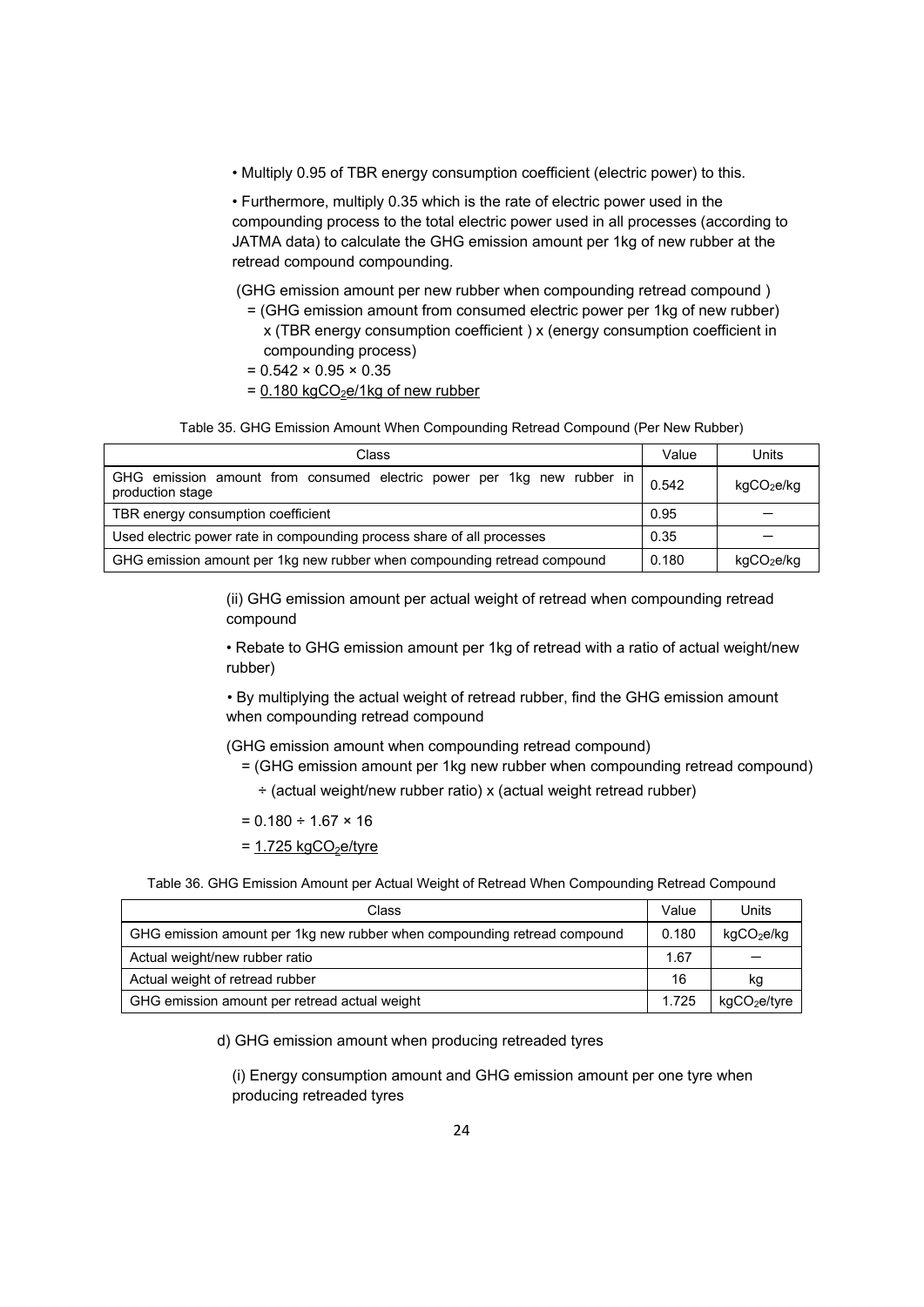• Multiply 0.95 of TBR energy consumption coefficient (electric power) to this.

• Furthermore, multiply 0.35 which is the rate of electric power used in the compounding process to the total electric power used in all processes (according to JATMA data) to calculate the GHG emission amount per 1kg of new rubber at the retread compound compounding.

(GHG emission amount per new rubber when compounding retread compound )
= (GHG emission amount from consumed electric power per 1kg of new rubber) x (TBR energy consumption coefficient ) x (energy consumption coefficient in compounding process)
= 0.542 × 0.95 × 0.35
= 0.180 $kgCO_2e$/1kg of new rubber

Table 35. GHG Emission Amount When Compounding Retread Compound (Per New Rubber)

| Class | Value | Units |
|---|---|---|
| GHG emission amount from consumed electric power per 1kg new rubber in production stage | 0.542 | $kgCO_2e/kg$ |
| TBR energy consumption coefficient | 0.95 | – |
| Used electric power rate in compounding process share of all processes | 0.35 | – |
| GHG emission amount per 1kg new rubber when compounding retread compound | 0.180 | $kgCO_2e/kg$ |

(ii) GHG emission amount per actual weight of retread when compounding retread compound

• Rebate to GHG emission amount per 1kg of retread with a ratio of actual weight/new rubber)

• By multiplying the actual weight of retread rubber, find the GHG emission amount when compounding retread compound

(GHG emission amount when compounding retread compound)
= (GHG emission amount per 1kg new rubber when compounding retread compound) ÷ (actual weight/new rubber ratio) x (actual weight retread rubber)
= 0.180 ÷ 1.67 × 16
= 1.725 $kgCO_2e$/tyre

Table 36. GHG Emission Amount per Actual Weight of Retread When Compounding Retread Compound

| Class | Value | Units |
|---|---|---|
| GHG emission amount per 1kg new rubber when compounding retread compound | 0.180 | $kgCO_2e/kg$ |
| Actual weight/new rubber ratio | 1.67 | – |
| Actual weight of retread rubber | 16 | kg |
| GHG emission amount per retread actual weight | 1.725 | $kgCO_2e$/tyre |

d) GHG emission amount when producing retreaded tyres

(i) Energy consumption amount and GHG emission amount per one tyre when producing retreaded tyres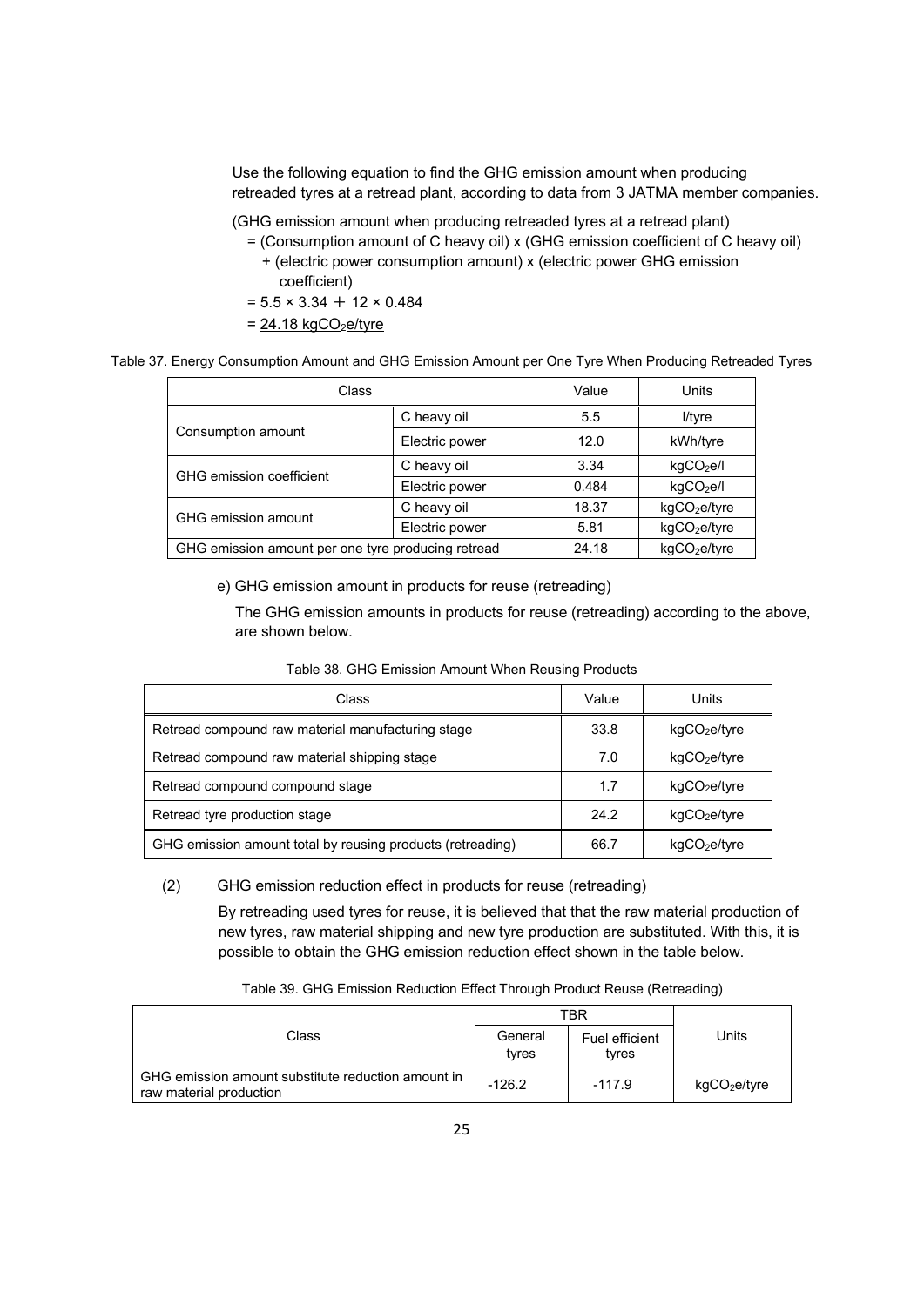Use the following equation to find the GHG emission amount when producing retreaded tyres at a retread plant, according to data from 3 JATMA member companies.

(GHG emission amount when producing retreaded tyres at a retread plant)
= (Consumption amount of C heavy oil) x (GHG emission coefficient of C heavy oil)
+ (electric power consumption amount) x (electric power GHG emission coefficient)
= 5.5 × 3.34 ＋ 12 × 0.484
= 24.18 $kgCO_2e$/tyre

Table 37. Energy Consumption Amount and GHG Emission Amount per One Tyre When Producing Retreaded Tyres

| Class | | Value | Units |
|---|---|---|---|
| Consumption amount | C heavy oil | 5.5 | l/tyre |
| | Electric power | 12.0 | kWh/tyre |
| GHG emission coefficient | C heavy oil | 3.34 | $kgCO_2e$/l |
| | Electric power | 0.484 | $kgCO_2e$/l |
| GHG emission amount | C heavy oil | 18.37 | $kgCO_2e$/tyre |
| | Electric power | 5.81 | $kgCO_2e$/tyre |
| GHG emission amount per one tyre producing retread | | 24.18 | $kgCO_2e$/tyre |

e) GHG emission amount in products for reuse (retreading)

The GHG emission amounts in products for reuse (retreading) according to the above, are shown below.

Table 38. GHG Emission Amount When Reusing Products

| Class | Value | Units |
|---|---|---|
| Retread compound raw material manufacturing stage | 33.8 | $kgCO_2e$/tyre |
| Retread compound raw material shipping stage | 7.0 | $kgCO_2e$/tyre |
| Retread compound compound stage | 1.7 | $kgCO_2e$/tyre |
| Retread tyre production stage | 24.2 | $kgCO_2e$/tyre |
| GHG emission amount total by reusing products (retreading) | 66.7 | $kgCO_2e$/tyre |

(2) GHG emission reduction effect in products for reuse (retreading)

By retreading used tyres for reuse, it is believed that that the raw material production of new tyres, raw material shipping and new tyre production are substituted. With this, it is possible to obtain the GHG emission reduction effect shown in the table below.

Table 39. GHG Emission Reduction Effect Through Product Reuse (Retreading)

| Class | TBR | | Units |
|---|---|---|---|
| | General tyres | Fuel efficient tyres | |
| GHG emission amount substitute reduction amount in raw material production | -126.2 | -117.9 | $kgCO_2e$/tyre |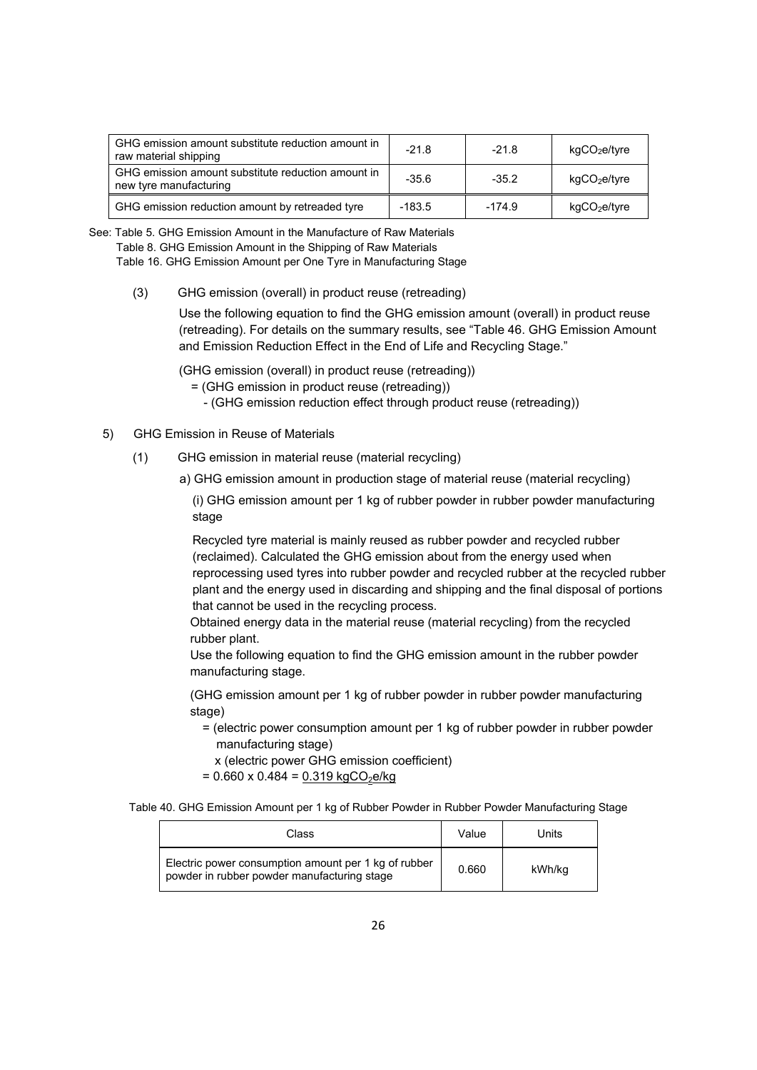| GHG emission amount substitute reduction amount in raw material shipping | -21.8 | -21.8 | $kgCO_2e$/tyre |
|---|---|---|---|
| GHG emission amount substitute reduction amount in new tyre manufacturing | -35.6 | -35.2 | $kgCO_2e$/tyre |
| GHG emission reduction amount by retreaded tyre | -183.5 | -174.9 | $kgCO_2e$/tyre |

See: Table 5. GHG Emission Amount in the Manufacture of Raw Materials
Table 8. GHG Emission Amount in the Shipping of Raw Materials
Table 16. GHG Emission Amount per One Tyre in Manufacturing Stage

(3) GHG emission (overall) in product reuse (retreading)

Use the following equation to find the GHG emission amount (overall) in product reuse (retreading). For details on the summary results, see "Table 46. GHG Emission Amount and Emission Reduction Effect in the End of Life and Recycling Stage."

(GHG emission (overall) in product reuse (retreading))
= (GHG emission in product reuse (retreading))
- (GHG emission reduction effect through product reuse (retreading))

5) GHG Emission in Reuse of Materials

(1) GHG emission in material reuse (material recycling)

a) GHG emission amount in production stage of material reuse (material recycling)

(i) GHG emission amount per 1 kg of rubber powder in rubber powder manufacturing stage

Recycled tyre material is mainly reused as rubber powder and recycled rubber (reclaimed). Calculated the GHG emission about from the energy used when reprocessing used tyres into rubber powder and recycled rubber at the recycled rubber plant and the energy used in discarding and shipping and the final disposal of portions that cannot be used in the recycling process.
Obtained energy data in the material reuse (material recycling) from the recycled rubber plant.
Use the following equation to find the GHG emission amount in the rubber powder manufacturing stage.

(GHG emission amount per 1 kg of rubber powder in rubber powder manufacturing stage)
= (electric power consumption amount per 1 kg of rubber powder in rubber powder manufacturing stage)
x (electric power GHG emission coefficient)
= 0.660 x 0.484 = 0.319 $kgCO_2e$/kg

Table 40. GHG Emission Amount per 1 kg of Rubber Powder in Rubber Powder Manufacturing Stage

| Class | Value | Units |
|---|---|---|
| Electric power consumption amount per 1 kg of rubber powder in rubber powder manufacturing stage | 0.660 | kWh/kg |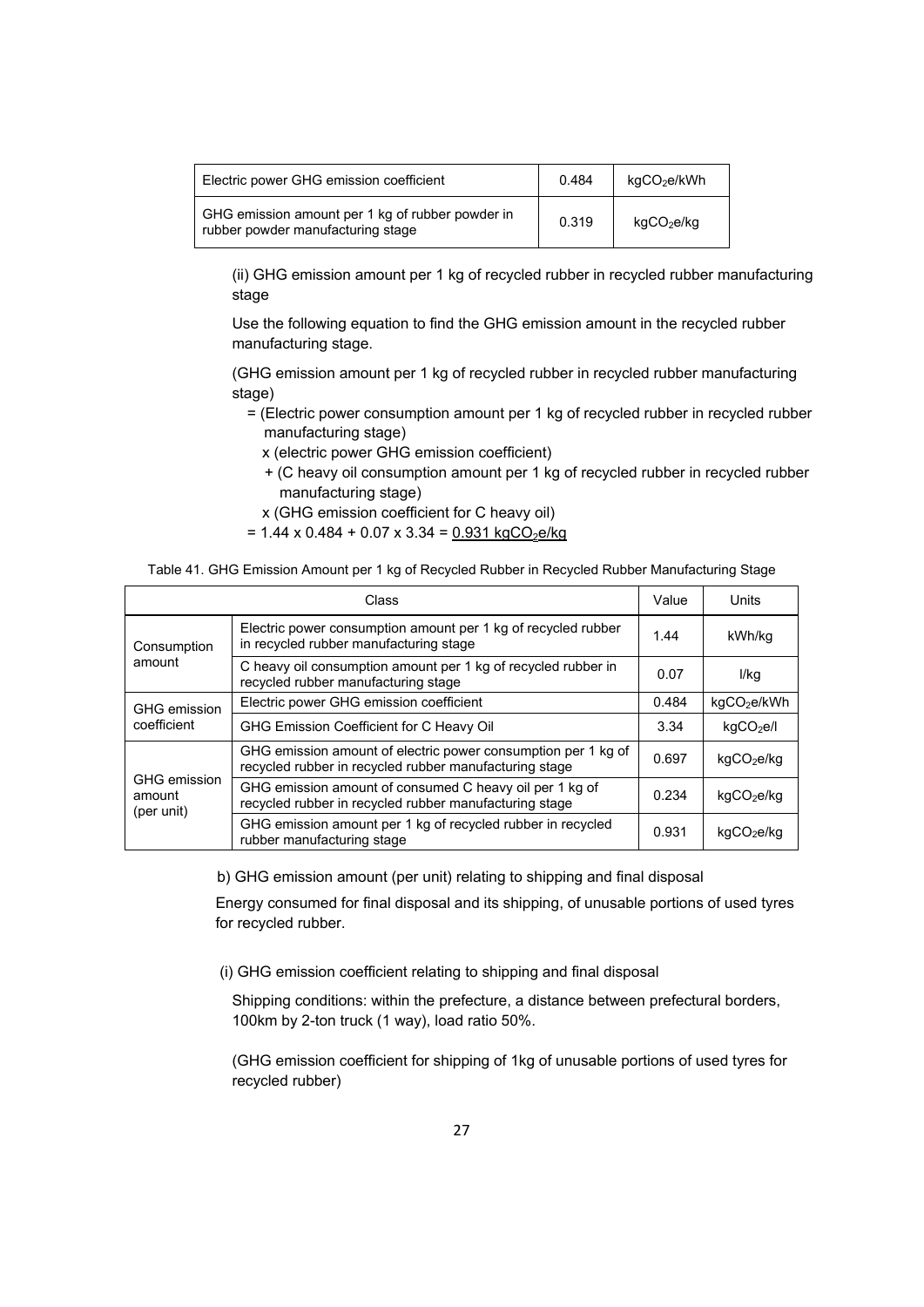| Electric power GHG emission coefficient | 0.484 | $kgCO_2e/kWh$ |
| --- | --- | --- |
| GHG emission amount per 1 kg of rubber powder in rubber powder manufacturing stage | 0.319 | $kgCO_2e/kg$ |

(ii) GHG emission amount per 1 kg of recycled rubber in recycled rubber manufacturing stage

Use the following equation to find the GHG emission amount in the recycled rubber manufacturing stage.

(GHG emission amount per 1 kg of recycled rubber in recycled rubber manufacturing stage)

= (Electric power consumption amount per 1 kg of recycled rubber in recycled rubber manufacturing stage)

x (electric power GHG emission coefficient)

+ (C heavy oil consumption amount per 1 kg of recycled rubber in recycled rubber manufacturing stage)

x (GHG emission coefficient for C heavy oil)

= 1.44 x 0.484 + 0.07 x 3.34 = <u>0.931 $kgCO_2e/kg$</u>

Table 41. GHG Emission Amount per 1 kg of Recycled Rubber in Recycled Rubber Manufacturing Stage

| Class | | Value | Units |
| --- | --- | --- | --- |
| Consumption amount | Electric power consumption amount per 1 kg of recycled rubber in recycled rubber manufacturing stage | 1.44 | kWh/kg |
| | C heavy oil consumption amount per 1 kg of recycled rubber in recycled rubber manufacturing stage | 0.07 | l/kg |
| GHG emission coefficient | Electric power GHG emission coefficient | 0.484 | $kgCO_2e/kWh$ |
| | GHG Emission Coefficient for C Heavy Oil | 3.34 | $kgCO_2e/l$ |
| GHG emission amount (per unit) | GHG emission amount of electric power consumption per 1 kg of recycled rubber in recycled rubber manufacturing stage | 0.697 | $kgCO_2e/kg$ |
| | GHG emission amount of consumed C heavy oil per 1 kg of recycled rubber in recycled rubber manufacturing stage | 0.234 | $kgCO_2e/kg$ |
| | GHG emission amount per 1 kg of recycled rubber in recycled rubber manufacturing stage | 0.931 | $kgCO_2e/kg$ |

b) GHG emission amount (per unit) relating to shipping and final disposal

Energy consumed for final disposal and its shipping, of unusable portions of used tyres for recycled rubber.

(i) GHG emission coefficient relating to shipping and final disposal

Shipping conditions: within the prefecture, a distance between prefectural borders, 100km by 2-ton truck (1 way), load ratio 50%.

(GHG emission coefficient for shipping of 1kg of unusable portions of used tyres for recycled rubber)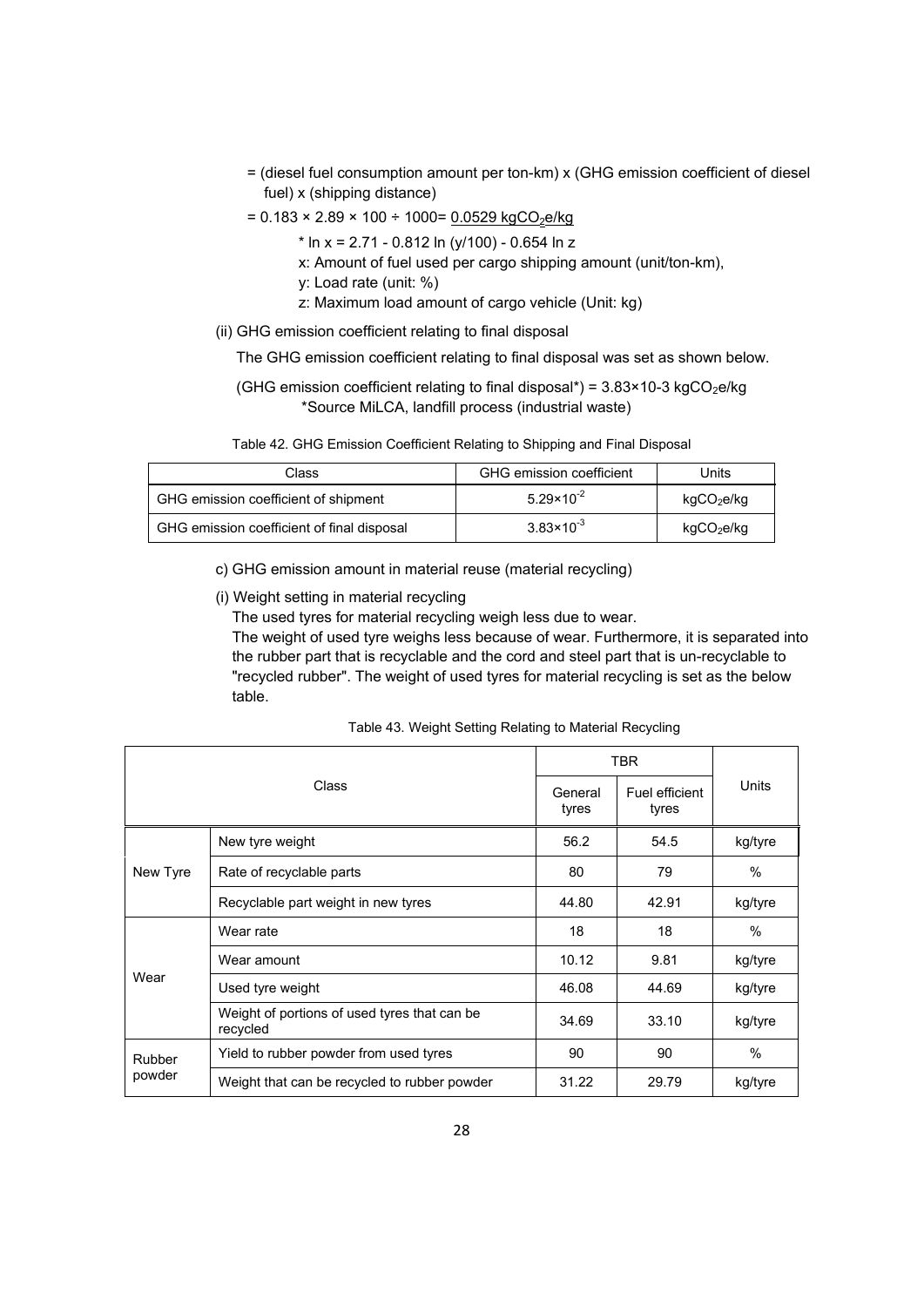= (diesel fuel consumption amount per ton-km) x (GHG emission coefficient of diesel fuel) x (shipping distance)

= 0.183 × 2.89 × 100 ÷ 1000= 0.0529 $kgCO_2e/kg$

\* $\ln x = 2.71 - 0.812 \ln (y/100) - 0.654 \ln z$

x: Amount of fuel used per cargo shipping amount (unit/ton-km),

y: Load rate (unit: %)

z: Maximum load amount of cargo vehicle (Unit: kg)

(ii) GHG emission coefficient relating to final disposal

The GHG emission coefficient relating to final disposal was set as shown below.

(GHG emission coefficient relating to final disposal\*) = 3.83×10-3 $kgCO_2e/kg$

\*Source MiLCA, landfill process (industrial waste)

Table 42. GHG Emission Coefficient Relating to Shipping and Final Disposal

| Class | GHG emission coefficient | Units |
|---|---|---|
| GHG emission coefficient of shipment | $5.29 \times 10^{-2}$ | $kgCO_2e/kg$ |
| GHG emission coefficient of final disposal | $3.83 \times 10^{-3}$ | $kgCO_2e/kg$ |

c) GHG emission amount in material reuse (material recycling)

(i) Weight setting in material recycling

The used tyres for material recycling weigh less due to wear.

The weight of used tyre weighs less because of wear. Furthermore, it is separated into the rubber part that is recyclable and the cord and steel part that is un-recyclable to "recycled rubber". The weight of used tyres for material recycling is set as the below table.

Table 43. Weight Setting Relating to Material Recycling

| Class | | TBR | | Units |
|---|---|---|---|---|
| | | General tyres | Fuel efficient tyres | |
| New Tyre | New tyre weight | 56.2 | 54.5 | kg/tyre |
| | Rate of recyclable parts | 80 | 79 | % |
| | Recyclable part weight in new tyres | 44.80 | 42.91 | kg/tyre |
| Wear | Wear rate | 18 | 18 | % |
| | Wear amount | 10.12 | 9.81 | kg/tyre |
| | Used tyre weight | 46.08 | 44.69 | kg/tyre |
| | Weight of portions of used tyres that can be recycled | 34.69 | 33.10 | kg/tyre |
| Rubber powder | Yield to rubber powder from used tyres | 90 | 90 | % |
| | Weight that can be recycled to rubber powder | 31.22 | 29.79 | kg/tyre |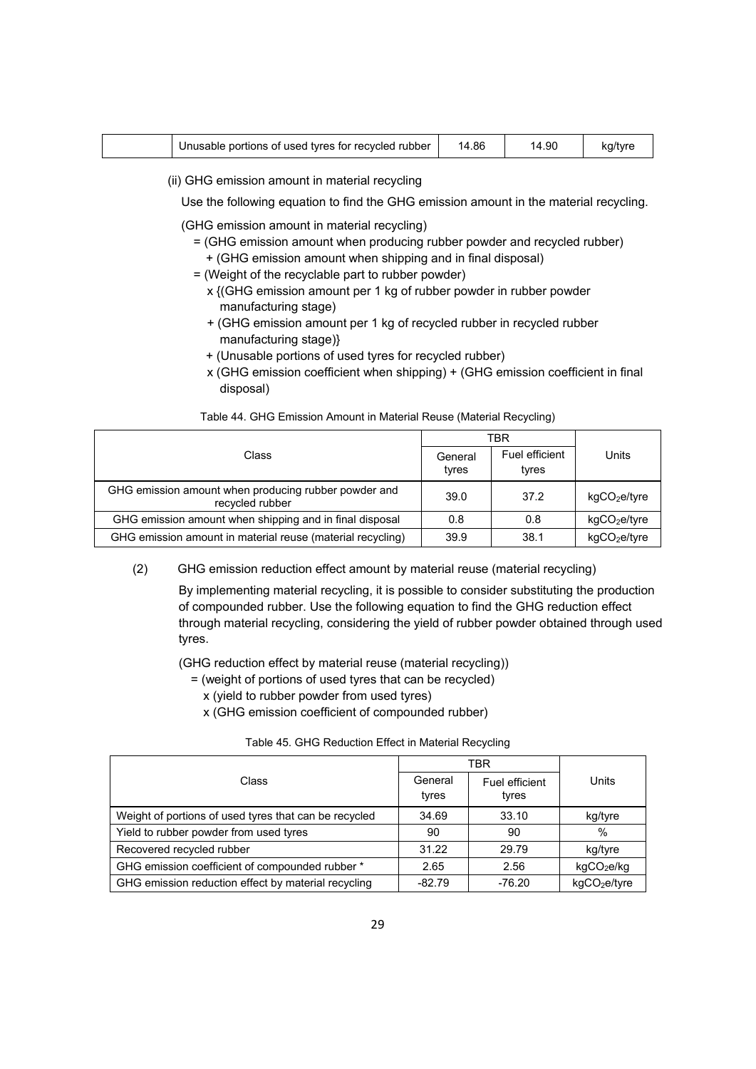| | Unusable portions of used tyres for recycled rubber | 14.86 | 14.90 | kg/tyre |
|---|---|---|---|---|

(ii) GHG emission amount in material recycling

Use the following equation to find the GHG emission amount in the material recycling.

(GHG emission amount in material recycling)
= (GHG emission amount when producing rubber powder and recycled rubber)
+ (GHG emission amount when shipping and in final disposal)
= (Weight of the recyclable part to rubber powder)
x {(GHG emission amount per 1 kg of rubber powder in rubber powder manufacturing stage)
+ (GHG emission amount per 1 kg of recycled rubber in recycled rubber manufacturing stage)}
+ (Unusable portions of used tyres for recycled rubber)
x (GHG emission coefficient when shipping) + (GHG emission coefficient in final disposal)

Table 44. GHG Emission Amount in Material Reuse (Material Recycling)

| Class | TBR | | Units |
|---|---|---|---|
| | General tyres | Fuel efficient tyres | |
| GHG emission amount when producing rubber powder and recycled rubber | 39.0 | 37.2 | $kgCO_2e/tyre$ |
| GHG emission amount when shipping and in final disposal | 0.8 | 0.8 | $kgCO_2e/tyre$ |
| GHG emission amount in material reuse (material recycling) | 39.9 | 38.1 | $kgCO_2e/tyre$ |

(2) GHG emission reduction effect amount by material reuse (material recycling)

By implementing material recycling, it is possible to consider substituting the production of compounded rubber. Use the following equation to find the GHG reduction effect through material recycling, considering the yield of rubber powder obtained through used tyres.

(GHG reduction effect by material reuse (material recycling))
= (weight of portions of used tyres that can be recycled)
x (yield to rubber powder from used tyres)
x (GHG emission coefficient of compounded rubber)

Table 45. GHG Reduction Effect in Material Recycling

| Class | TBR | | Units |
|---|---|---|---|
| | General tyres | Fuel efficient tyres | |
| Weight of portions of used tyres that can be recycled | 34.69 | 33.10 | kg/tyre |
| Yield to rubber powder from used tyres | 90 | 90 | % |
| Recovered recycled rubber | 31.22 | 29.79 | kg/tyre |
| GHG emission coefficient of compounded rubber * | 2.65 | 2.56 | $kgCO_2e/kg$ |
| GHG emission reduction effect by material recycling | -82.79 | -76.20 | $kgCO_2e/tyre$ |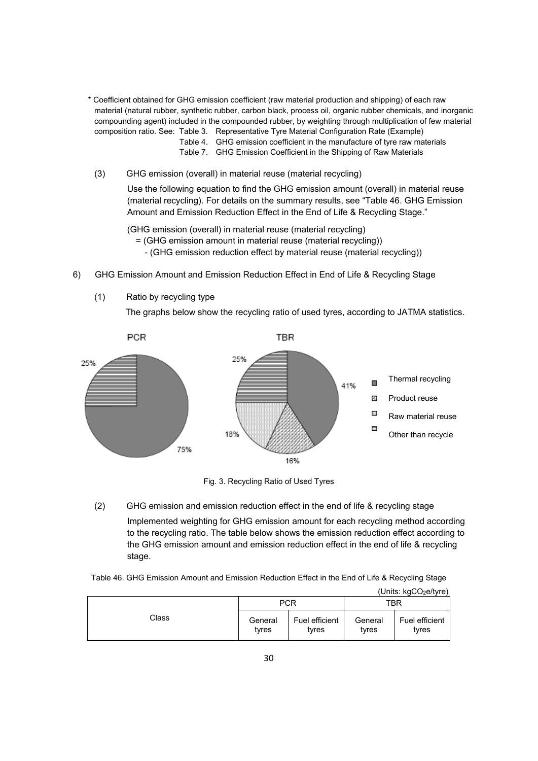\* Coefficient obtained for GHG emission coefficient (raw material production and shipping) of each raw material (natural rubber, synthetic rubber, carbon black, process oil, organic rubber chemicals, and inorganic compounding agent) included in the compounded rubber, by weighting through multiplication of few material composition ratio. See: Table 3. Representative Tyre Material Configuration Rate (Example)
Table 4. GHG emission coefficient in the manufacture of tyre raw materials
Table 7. GHG Emission Coefficient in the Shipping of Raw Materials

(3) GHG emission (overall) in material reuse (material recycling)

Use the following equation to find the GHG emission amount (overall) in material reuse (material recycling). For details on the summary results, see "Table 46. GHG Emission Amount and Emission Reduction Effect in the End of Life & Recycling Stage."

(GHG emission (overall) in material reuse (material recycling)
= (GHG emission amount in material reuse (material recycling))
- (GHG emission reduction effect by material reuse (material recycling))

6) GHG Emission Amount and Emission Reduction Effect in End of Life & Recycling Stage

(1) Ratio by recycling type

The graphs below show the recycling ratio of used tyres, according to JATMA statistics.

PCR: Thermal recycling 75%, Other than recycle 25%

TBR: Thermal recycling 41%, Product reuse 16%, Raw material reuse 18%, Other than recycle 25%

Legend: Thermal recycling; Product reuse; Raw material reuse; Other than recycle

Fig. 3. Recycling Ratio of Used Tyres

(2) GHG emission and emission reduction effect in the end of life & recycling stage

Implemented weighting for GHG emission amount for each recycling method according to the recycling ratio. The table below shows the emission reduction effect according to the GHG emission amount and emission reduction effect in the end of life & recycling stage.

Table 46. GHG Emission Amount and Emission Reduction Effect in the End of Life & Recycling Stage

(Units: $kgCO_2e$/tyre)

| Class | PCR | | TBR | |
|---|---|---|---|---|
| | General tyres | Fuel efficient tyres | General tyres | Fuel efficient tyres |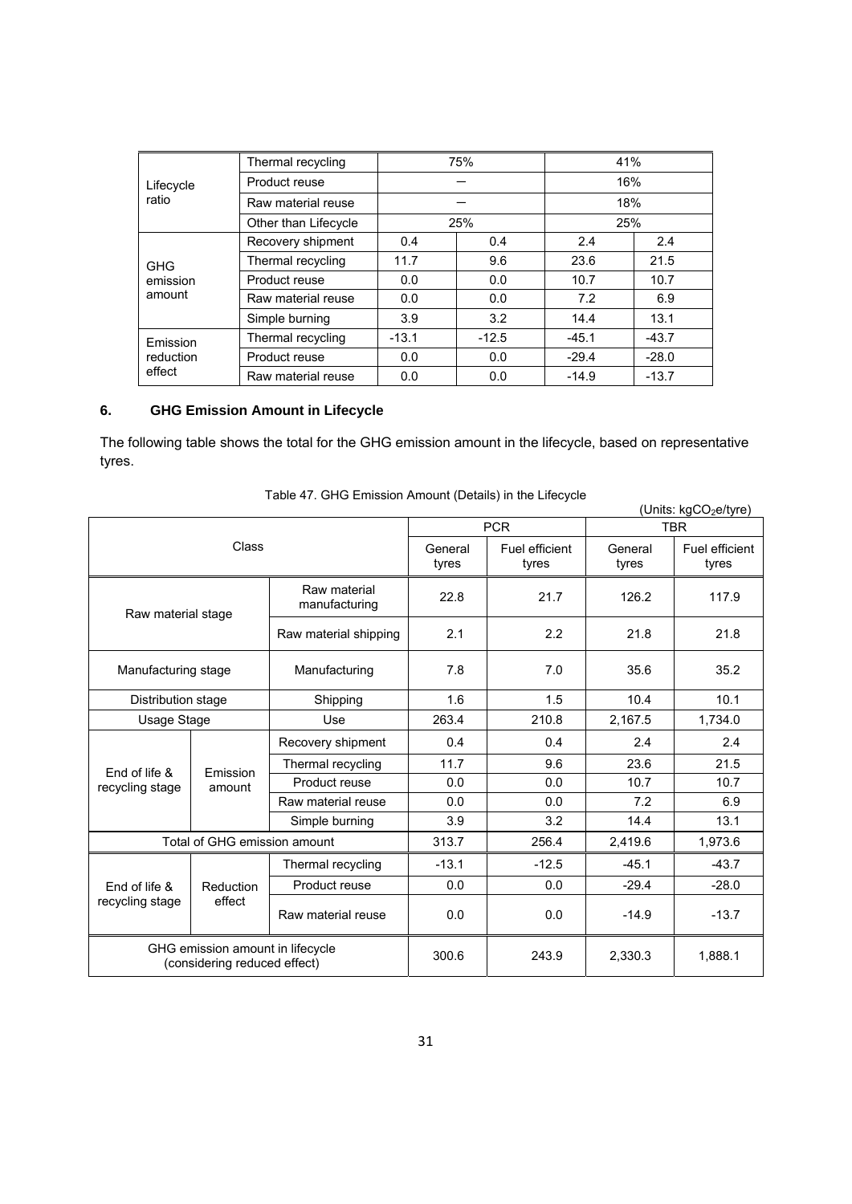| | | | | | |
|---|---|---|---|---|---|
| Lifecycle ratio | Thermal recycling | 75% | | 41% | |
| | Product reuse | – | | 16% | |
| | Raw material reuse | – | | 18% | |
| | Other than Lifecycle | 25% | | 25% | |
| GHG emission amount | Recovery shipment | 0.4 | 0.4 | 2.4 | 2.4 |
| | Thermal recycling | 11.7 | 9.6 | 23.6 | 21.5 |
| | Product reuse | 0.0 | 0.0 | 10.7 | 10.7 |
| | Raw material reuse | 0.0 | 0.0 | 7.2 | 6.9 |
| | Simple burning | 3.9 | 3.2 | 14.4 | 13.1 |
| Emission reduction effect | Thermal recycling | -13.1 | -12.5 | -45.1 | -43.7 |
| | Product reuse | 0.0 | 0.0 | -29.4 | -28.0 |
| | Raw material reuse | 0.0 | 0.0 | -14.9 | -13.7 |

## 6. GHG Emission Amount in Lifecycle

The following table shows the total for the GHG emission amount in the lifecycle, based on representative tyres.

Table 47. GHG Emission Amount (Details) in the Lifecycle

(Units: $kgCO_2e$/tyre)

| Class | | | PCR | | TBR | |
|---|---|---|---|---|---|---|
| | | | General tyres | Fuel efficient tyres | General tyres | Fuel efficient tyres |
| Raw material stage | | Raw material manufacturing | 22.8 | 21.7 | 126.2 | 117.9 |
| | | Raw material shipping | 2.1 | 2.2 | 21.8 | 21.8 |
| Manufacturing stage | | Manufacturing | 7.8 | 7.0 | 35.6 | 35.2 |
| Distribution stage | | Shipping | 1.6 | 1.5 | 10.4 | 10.1 |
| Usage Stage | | Use | 263.4 | 210.8 | 2,167.5 | 1,734.0 |
| End of life & recycling stage | Emission amount | Recovery shipment | 0.4 | 0.4 | 2.4 | 2.4 |
| | | Thermal recycling | 11.7 | 9.6 | 23.6 | 21.5 |
| | | Product reuse | 0.0 | 0.0 | 10.7 | 10.7 |
| | | Raw material reuse | 0.0 | 0.0 | 7.2 | 6.9 |
| | | Simple burning | 3.9 | 3.2 | 14.4 | 13.1 |
| Total of GHG emission amount | | | 313.7 | 256.4 | 2,419.6 | 1,973.6 |
| End of life & recycling stage | Reduction effect | Thermal recycling | -13.1 | -12.5 | -45.1 | -43.7 |
| | | Product reuse | 0.0 | 0.0 | -29.4 | -28.0 |
| | | Raw material reuse | 0.0 | 0.0 | -14.9 | -13.7 |
| GHG emission amount in lifecycle (considering reduced effect) | | | 300.6 | 243.9 | 2,330.3 | 1,888.1 |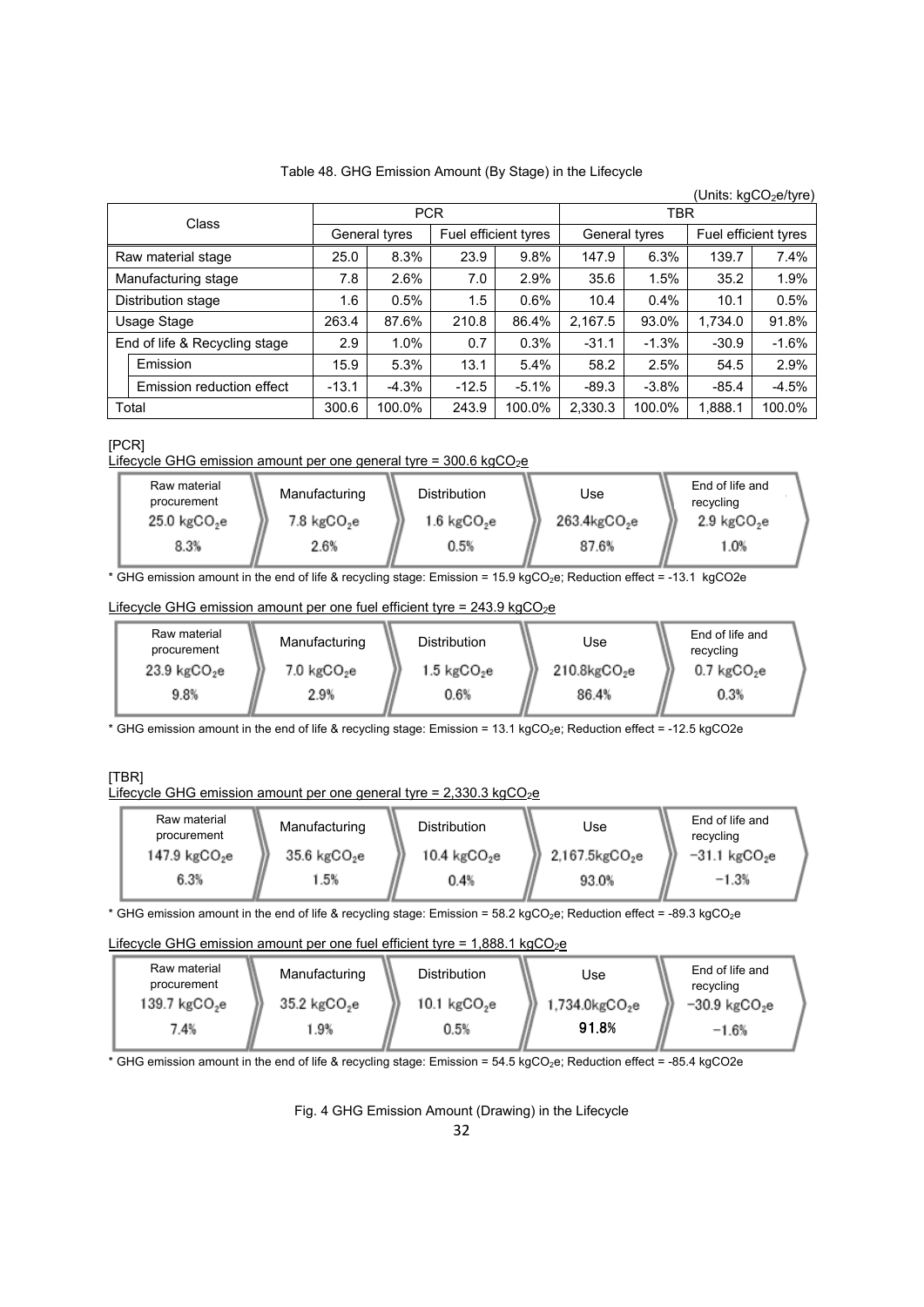Table 48. GHG Emission Amount (By Stage) in the Lifecycle

(Units: $kgCO_2e$/tyre)

| Class | | PCR | | | | TBR | | | |
|---|---|---|---|---|---|---|---|---|---|
| | | General tyres | | Fuel efficient tyres | | General tyres | | Fuel efficient tyres | |
| Raw material stage | | 25.0 | 8.3% | 23.9 | 9.8% | 147.9 | 6.3% | 139.7 | 7.4% |
| Manufacturing stage | | 7.8 | 2.6% | 7.0 | 2.9% | 35.6 | 1.5% | 35.2 | 1.9% |
| Distribution stage | | 1.6 | 0.5% | 1.5 | 0.6% | 10.4 | 0.4% | 10.1 | 0.5% |
| Usage Stage | | 263.4 | 87.6% | 210.8 | 86.4% | 2,167.5 | 93.0% | 1,734.0 | 91.8% |
| End of life & Recycling stage | | 2.9 | 1.0% | 0.7 | 0.3% | -31.1 | -1.3% | -30.9 | -1.6% |
| | Emission | 15.9 | 5.3% | 13.1 | 5.4% | 58.2 | 2.5% | 54.5 | 2.9% |
| | Emission reduction effect | -13.1 | -4.3% | -12.5 | -5.1% | -89.3 | -3.8% | -85.4 | -4.5% |
| Total | | 300.6 | 100.0% | 243.9 | 100.0% | 2,330.3 | 100.0% | 1,888.1 | 100.0% |

[PCR]

Lifecycle GHG emission amount per one general tyre = 300.6 $kgCO_2e$

| Raw material procurement | Manufacturing | Distribution | Use | End of life and recycling |
|---|---|---|---|---|
| 25.0 $kgCO_2e$ | 7.8 $kgCO_2e$ | 1.6 $kgCO_2e$ | 263.4$kgCO_2e$ | 2.9 $kgCO_2e$ |
| 8.3% | 2.6% | 0.5% | 87.6% | 1.0% |

* GHG emission amount in the end of life & recycling stage: Emission = 15.9 $kgCO_2e$; Reduction effect = -13.1 kgCO2e

Lifecycle GHG emission amount per one fuel efficient tyre = 243.9 $kgCO_2e$

| Raw material procurement | Manufacturing | Distribution | Use | End of life and recycling |
|---|---|---|---|---|
| 23.9 $kgCO_2e$ | 7.0 $kgCO_2e$ | 1.5 $kgCO_2e$ | 210.8$kgCO_2e$ | 0.7 $kgCO_2e$ |
| 9.8% | 2.9% | 0.6% | 86.4% | 0.3% |

* GHG emission amount in the end of life & recycling stage: Emission = 13.1 $kgCO_2e$; Reduction effect = -12.5 kgCO2e

[TBR]

Lifecycle GHG emission amount per one general tyre = 2,330.3 $kgCO_2e$

| Raw material procurement | Manufacturing | Distribution | Use | End of life and recycling |
|---|---|---|---|---|
| 147.9 $kgCO_2e$ | 35.6 $kgCO_2e$ | 10.4 $kgCO_2e$ | 2,167.5$kgCO_2e$ | −31.1 $kgCO_2e$ |
| 6.3% | 1.5% | 0.4% | 93.0% | −1.3% |

* GHG emission amount in the end of life & recycling stage: Emission = 58.2 $kgCO_2e$; Reduction effect = -89.3 $kgCO_2e$

Lifecycle GHG emission amount per one fuel efficient tyre = 1,888.1 $kgCO_2e$

| Raw material procurement | Manufacturing | Distribution | Use | End of life and recycling |
|---|---|---|---|---|
| 139.7 $kgCO_2e$ | 35.2 $kgCO_2e$ | 10.1 $kgCO_2e$ | 1,734.0$kgCO_2e$ | −30.9 $kgCO_2e$ |
| 7.4% | 1.9% | 0.5% | 91.8% | −1.6% |

* GHG emission amount in the end of life & recycling stage: Emission = 54.5 $kgCO_2e$; Reduction effect = -85.4 kgCO2e

Fig. 4 GHG Emission Amount (Drawing) in the Lifecycle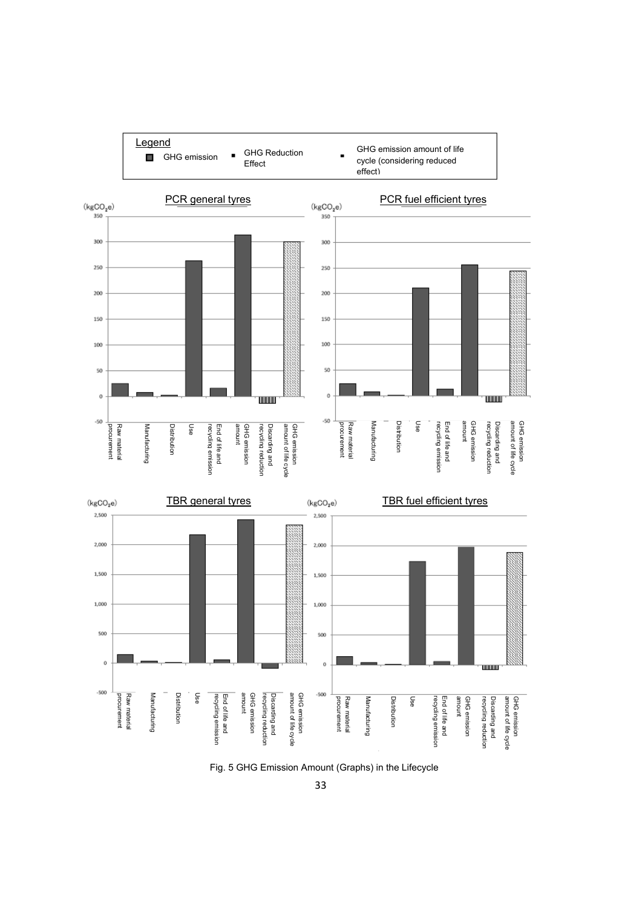Legend

GHG emission

GHG Reduction Effect

GHG emission amount of life cycle (considering reduced effect)

PCR general tyres

($kgCO_2e$)

350
300
250
200
150
100
50
0
-50

Raw material procurement
Manufacturing
Distribution
Use
End of life and recycling emission
GHG emission amount
Discarding and recycling reduction
GHG emission amount of life cycle

PCR fuel efficient tyres

($kgCO_2e$)

350
300
250
200
150
100
50
0
-50

Raw material procurement
Manufacturing
Distribution
Use
End of life and recycling emission
GHG emission amount
Discarding and recycling reduction
GHG emission amount of life cycle

TBR general tyres

($kgCO_2e$)

2,500
2,000
1,500
1,000
500
0
-500

Raw material procurement
Manufacturing
Distribution
Use
End of life and recycling emission
GHG emission amount
Discarding and recycling reduction
GHG emission amount of life cycle

TBR fuel efficient tyres

($kgCO_2e$)

2,500
2,000
1,500
1,000
500
0
-500

Raw material procurement
Manufacturing
Distribution
Use
End of life and recycling emission
GHG emission amount
Discarding and recycling reduction
GHG emission amount of life cycle

Fig. 5 GHG Emission Amount (Graphs) in the Lifecycle